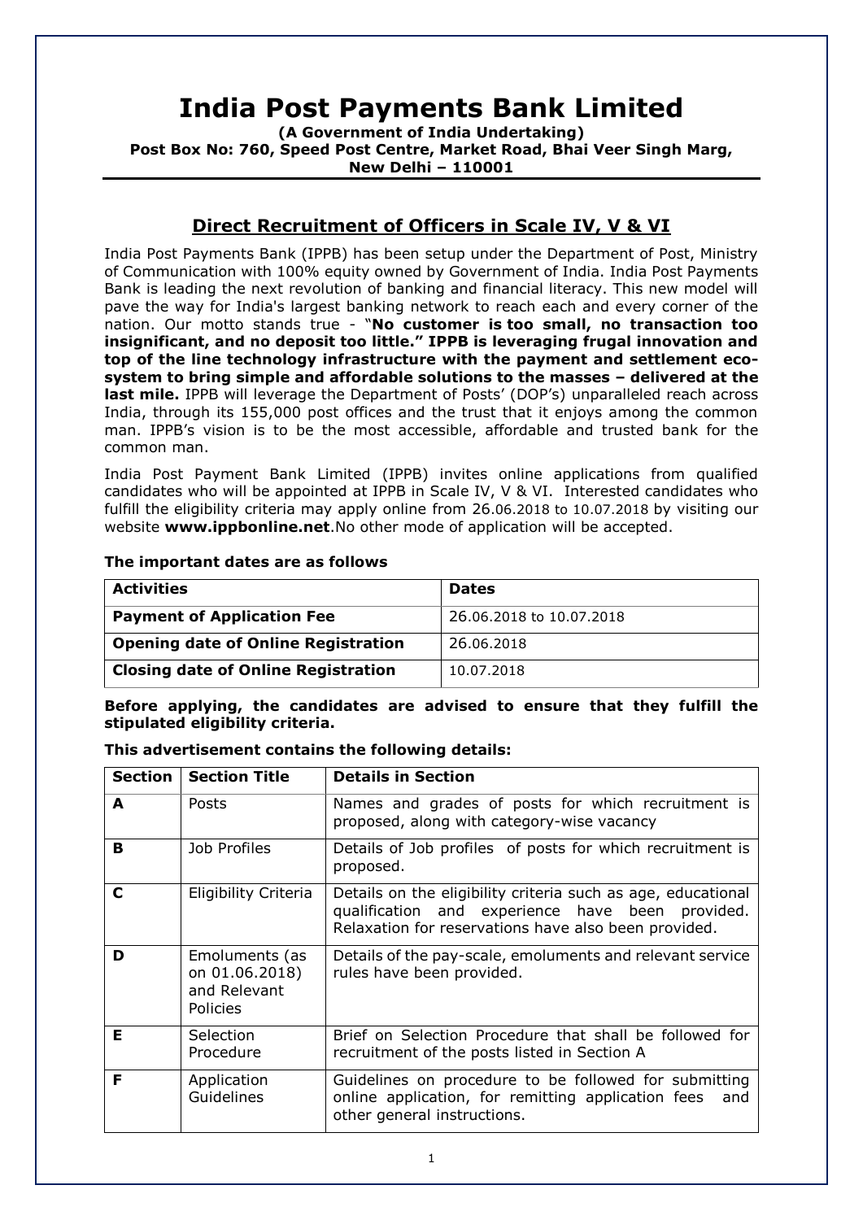# India Post Payments Bank Limited

**(A Government of India Undertaking)**
**Post Box No: 760, Speed Post Centre, Market Road, Bhai Veer Singh Marg, New Delhi – 110001**

## Direct Recruitment of Officers in Scale IV, V & VI

India Post Payments Bank (IPPB) has been setup under the Department of Post, Ministry of Communication with 100% equity owned by Government of India. India Post Payments Bank is leading the next revolution of banking and financial literacy. This new model will pave the way for India's largest banking network to reach each and every corner of the nation. Our motto stands true - "**No customer is too small, no transaction too insignificant, and no deposit too little." IPPB is leveraging frugal innovation and top of the line technology infrastructure with the payment and settlement eco-system to bring simple and affordable solutions to the masses – delivered at the last mile.** IPPB will leverage the Department of Posts' (DOP's) unparalleled reach across India, through its 155,000 post offices and the trust that it enjoys among the common man. IPPB's vision is to be the most accessible, affordable and trusted bank for the common man.

India Post Payment Bank Limited (IPPB) invites online applications from qualified candidates who will be appointed at IPPB in Scale IV, V & VI. Interested candidates who fulfill the eligibility criteria may apply online from 26.06.2018 to 10.07.2018 by visiting our website **www.ippbonline.net**.No other mode of application will be accepted.

**The important dates are as follows**

| Activities | Dates |
|---|---|
| **Payment of Application Fee** | 26.06.2018 to 10.07.2018 |
| **Opening date of Online Registration** | 26.06.2018 |
| **Closing date of Online Registration** | 10.07.2018 |

**Before applying, the candidates are advised to ensure that they fulfill the stipulated eligibility criteria.**

**This advertisement contains the following details:**

| Section | Section Title | Details in Section |
|---|---|---|
| **A** | Posts | Names and grades of posts for which recruitment is proposed, along with category-wise vacancy |
| **B** | Job Profiles | Details of Job profiles of posts for which recruitment is proposed. |
| **C** | Eligibility Criteria | Details on the eligibility criteria such as age, educational qualification and experience have been provided. Relaxation for reservations have also been provided. |
| **D** | Emoluments (as on 01.06.2018) and Relevant Policies | Details of the pay-scale, emoluments and relevant service rules have been provided. |
| **E** | Selection Procedure | Brief on Selection Procedure that shall be followed for recruitment of the posts listed in Section A |
| **F** | Application Guidelines | Guidelines on procedure to be followed for submitting online application, for remitting application fees and other general instructions. |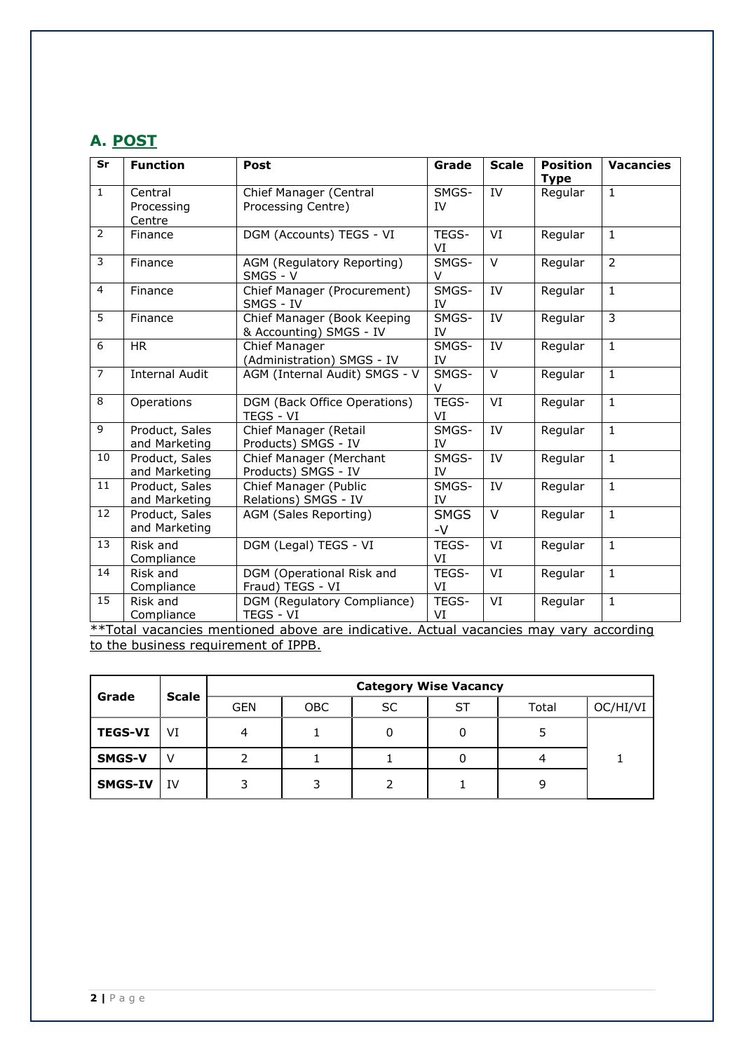## A. POST

| Sr | Function | Post | Grade | Scale | Position Type | Vacancies |
|---|---|---|---|---|---|---|
| 1 | Central Processing Centre | Chief Manager (Central Processing Centre) | SMGS-IV | IV | Regular | 1 |
| 2 | Finance | DGM (Accounts) TEGS - VI | TEGS-VI | VI | Regular | 1 |
| 3 | Finance | AGM (Regulatory Reporting) SMGS - V | SMGS-V | V | Regular | 2 |
| 4 | Finance | Chief Manager (Procurement) SMGS - IV | SMGS-IV | IV | Regular | 1 |
| 5 | Finance | Chief Manager (Book Keeping & Accounting) SMGS - IV | SMGS-IV | IV | Regular | 3 |
| 6 | HR | Chief Manager (Administration) SMGS - IV | SMGS-IV | IV | Regular | 1 |
| 7 | Internal Audit | AGM (Internal Audit) SMGS - V | SMGS-V | V | Regular | 1 |
| 8 | Operations | DGM (Back Office Operations) TEGS - VI | TEGS-VI | VI | Regular | 1 |
| 9 | Product, Sales and Marketing | Chief Manager (Retail Products) SMGS - IV | SMGS-IV | IV | Regular | 1 |
| 10 | Product, Sales and Marketing | Chief Manager (Merchant Products) SMGS - IV | SMGS-IV | IV | Regular | 1 |
| 11 | Product, Sales and Marketing | Chief Manager (Public Relations) SMGS - IV | SMGS-IV | IV | Regular | 1 |
| 12 | Product, Sales and Marketing | AGM (Sales Reporting) | SMGS-V | V | Regular | 1 |
| 13 | Risk and Compliance | DGM (Legal) TEGS - VI | TEGS-VI | VI | Regular | 1 |
| 14 | Risk and Compliance | DGM (Operational Risk and Fraud) TEGS - VI | TEGS-VI | VI | Regular | 1 |
| 15 | Risk and Compliance | DGM (Regulatory Compliance) TEGS - VI | TEGS-VI | VI | Regular | 1 |

**Total vacancies mentioned above are indicative. Actual vacancies may vary according to the business requirement of IPPB.

| Grade | Scale | Category Wise Vacancy | | | | | |
|---|---|---|---|---|---|---|---|
| | | GEN | OBC | SC | ST | Total | OC/HI/VI |
| **TEGS-VI** | VI | 4 | 1 | 0 | 0 | 5 | 1 |
| **SMGS-V** | V | 2 | 1 | 1 | 0 | 4 | |
| **SMGS-IV** | IV | 3 | 3 | 2 | 1 | 9 | |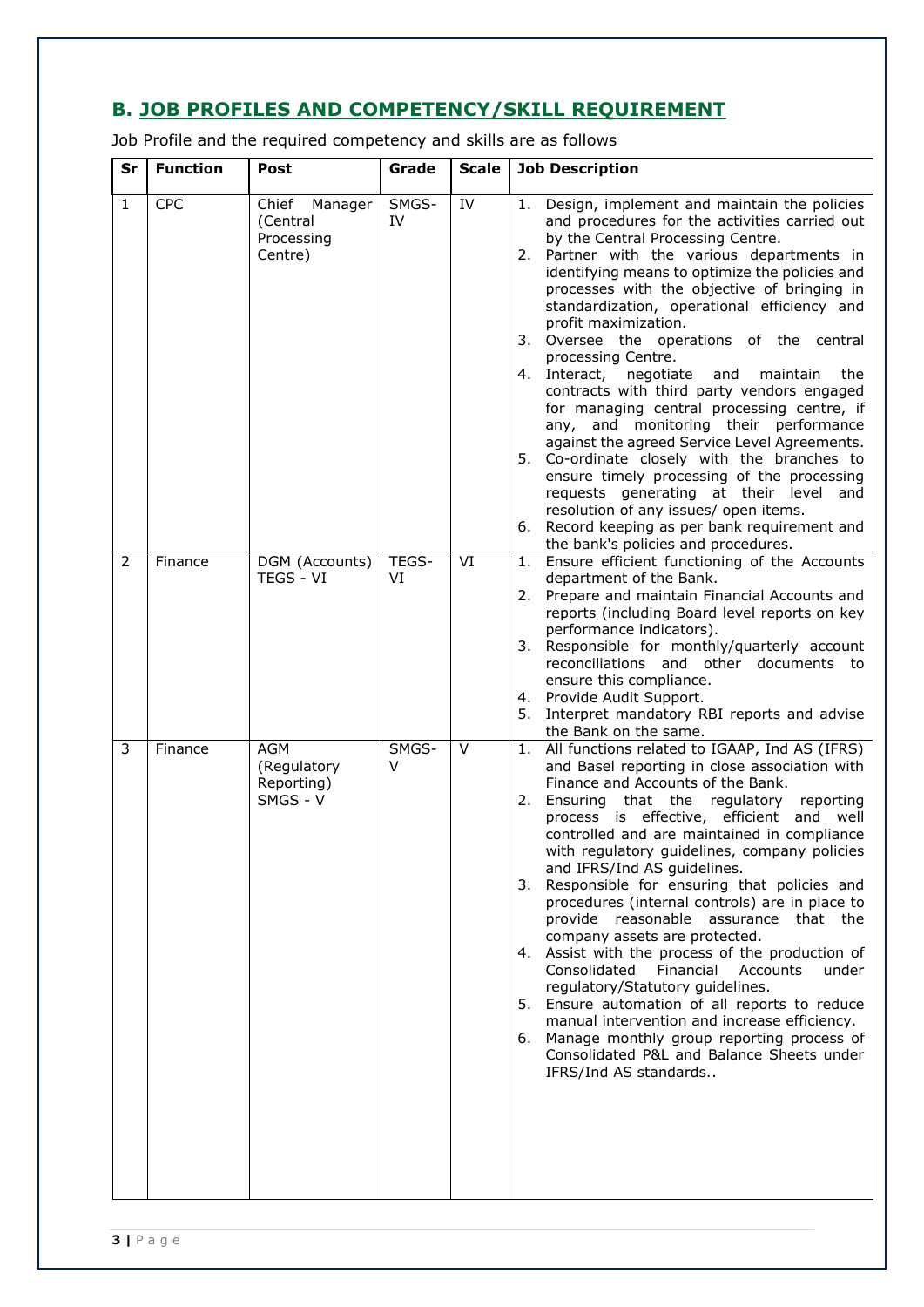## B. JOB PROFILES AND COMPETENCY/SKILL REQUIREMENT

Job Profile and the required competency and skills are as follows

| Sr | Function | Post | Grade | Scale | Job Description |
|---|---|---|---|---|---|
| 1 | CPC | Chief Manager (Central Processing Centre) | SMGS-IV | IV | 1. Design, implement and maintain the policies and procedures for the activities carried out by the Central Processing Centre.<br>2. Partner with the various departments in identifying means to optimize the policies and processes with the objective of bringing in standardization, operational efficiency and profit maximization.<br>3. Oversee the operations of the central processing Centre.<br>4. Interact, negotiate and maintain the contracts with third party vendors engaged for managing central processing centre, if any, and monitoring their performance against the agreed Service Level Agreements.<br>5. Co-ordinate closely with the branches to ensure timely processing of the processing requests generating at their level and resolution of any issues/ open items.<br>6. Record keeping as per bank requirement and the bank's policies and procedures. |
| 2 | Finance | DGM (Accounts) TEGS - VI | TEGS-VI | VI | 1. Ensure efficient functioning of the Accounts department of the Bank.<br>2. Prepare and maintain Financial Accounts and reports (including Board level reports on key performance indicators).<br>3. Responsible for monthly/quarterly account reconciliations and other documents to ensure this compliance.<br>4. Provide Audit Support.<br>5. Interpret mandatory RBI reports and advise the Bank on the same. |
| 3 | Finance | AGM (Regulatory Reporting) SMGS - V | SMGS-V | V | 1. All functions related to IGAAP, Ind AS (IFRS) and Basel reporting in close association with Finance and Accounts of the Bank.<br>2. Ensuring that the regulatory reporting process is effective, efficient and well controlled and are maintained in compliance with regulatory guidelines, company policies and IFRS/Ind AS guidelines.<br>3. Responsible for ensuring that policies and procedures (internal controls) are in place to provide reasonable assurance that the company assets are protected.<br>4. Assist with the process of the production of Consolidated Financial Accounts under regulatory/Statutory guidelines.<br>5. Ensure automation of all reports to reduce manual intervention and increase efficiency.<br>6. Manage monthly group reporting process of Consolidated P&L and Balance Sheets under IFRS/Ind AS standards.. |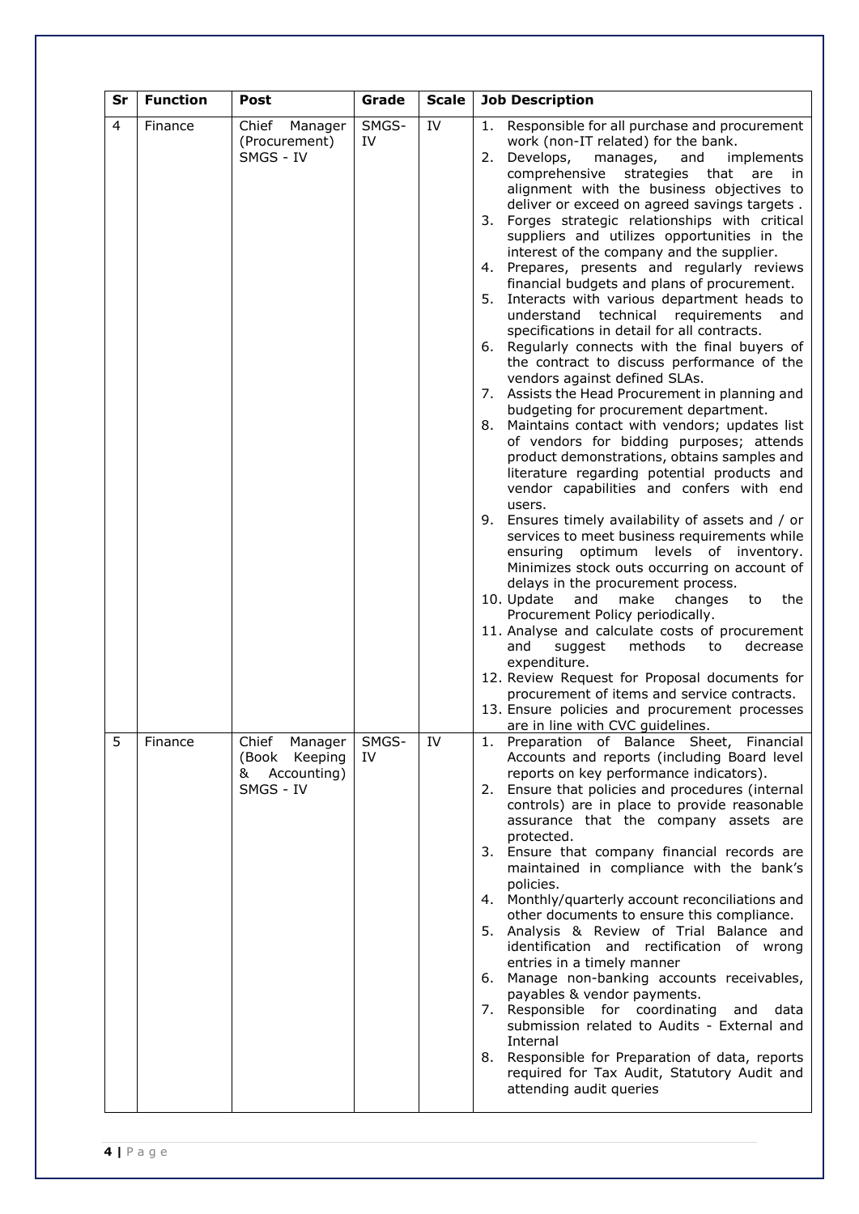| Sr | Function | Post | Grade | Scale | Job Description |
|---|---|---|---|---|---|
| 4 | Finance | Chief Manager (Procurement) SMGS - IV | SMGS-IV | IV | 1. Responsible for all purchase and procurement work (non-IT related) for the bank.<br>2. Develops, manages, and implements comprehensive strategies that are in alignment with the business objectives to deliver or exceed on agreed savings targets .<br>3. Forges strategic relationships with critical suppliers and utilizes opportunities in the interest of the company and the supplier.<br>4. Prepares, presents and regularly reviews financial budgets and plans of procurement.<br>5. Interacts with various department heads to understand technical requirements and specifications in detail for all contracts.<br>6. Regularly connects with the final buyers of the contract to discuss performance of the vendors against defined SLAs.<br>7. Assists the Head Procurement in planning and budgeting for procurement department.<br>8. Maintains contact with vendors; updates list of vendors for bidding purposes; attends product demonstrations, obtains samples and literature regarding potential products and vendor capabilities and confers with end users.<br>9. Ensures timely availability of assets and / or services to meet business requirements while ensuring optimum levels of inventory. Minimizes stock outs occurring on account of delays in the procurement process.<br>10. Update and make changes to the Procurement Policy periodically.<br>11. Analyse and calculate costs of procurement and suggest methods to decrease expenditure.<br>12. Review Request for Proposal documents for procurement of items and service contracts.<br>13. Ensure policies and procurement processes are in line with CVC guidelines. |
| 5 | Finance | Chief Manager (Book Keeping & Accounting) SMGS - IV | SMGS-IV | IV | 1. Preparation of Balance Sheet, Financial Accounts and reports (including Board level reports on key performance indicators).<br>2. Ensure that policies and procedures (internal controls) are in place to provide reasonable assurance that the company assets are protected.<br>3. Ensure that company financial records are maintained in compliance with the bank's policies.<br>4. Monthly/quarterly account reconciliations and other documents to ensure this compliance.<br>5. Analysis & Review of Trial Balance and identification and rectification of wrong entries in a timely manner<br>6. Manage non-banking accounts receivables, payables & vendor payments.<br>7. Responsible for coordinating and data submission related to Audits - External and Internal<br>8. Responsible for Preparation of data, reports required for Tax Audit, Statutory Audit and attending audit queries |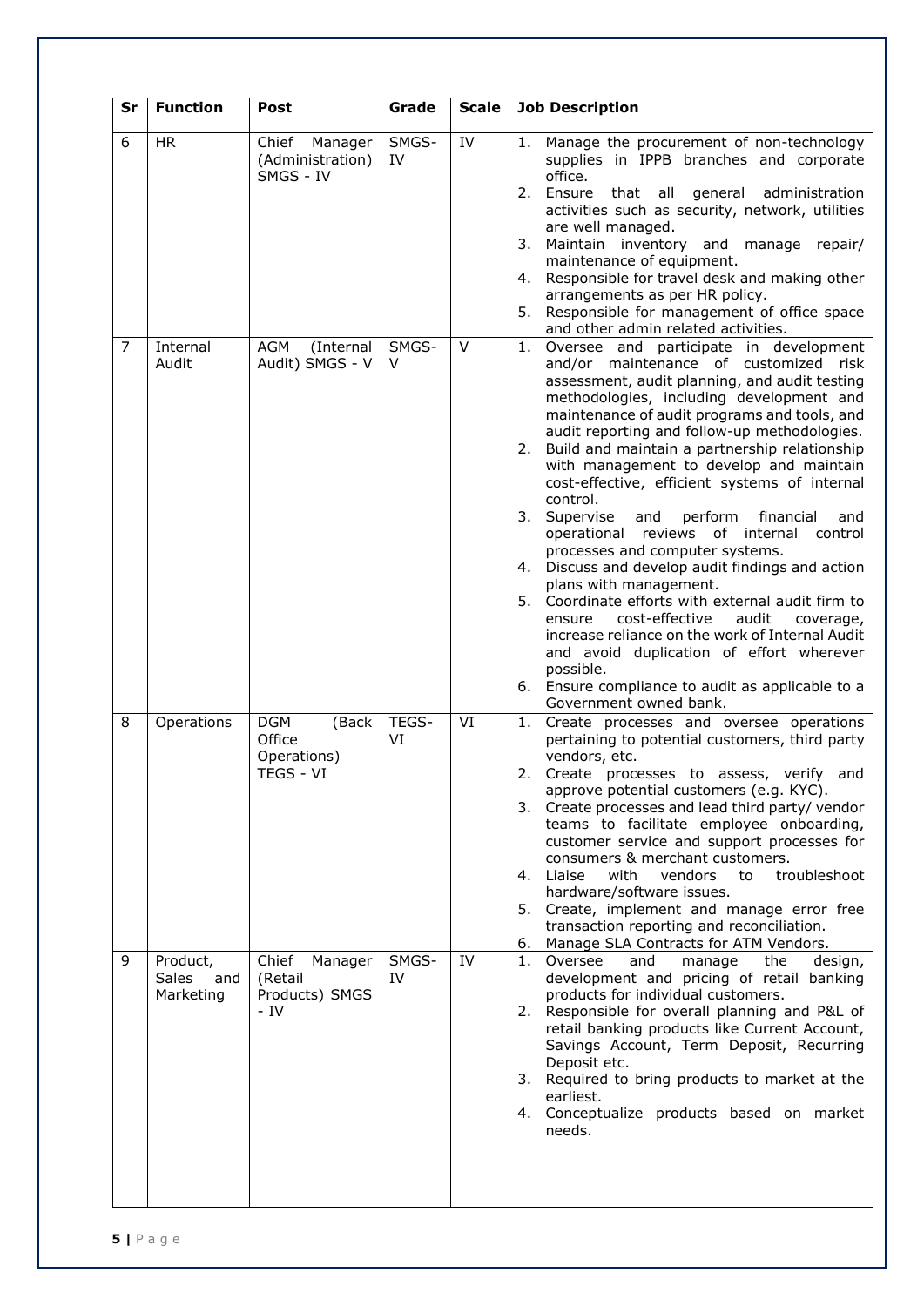| Sr | Function | Post | Grade | Scale | Job Description |
|---|---|---|---|---|---|
| 6 | HR | Chief Manager (Administration) SMGS - IV | SMGS-IV | IV | 1. Manage the procurement of non-technology supplies in IPPB branches and corporate office.<br>2. Ensure that all general administration activities such as security, network, utilities are well managed.<br>3. Maintain inventory and manage repair/ maintenance of equipment.<br>4. Responsible for travel desk and making other arrangements as per HR policy.<br>5. Responsible for management of office space and other admin related activities. |
| 7 | Internal Audit | AGM (Internal Audit) SMGS - V | SMGS-V | V | 1. Oversee and participate in development and/or maintenance of customized risk assessment, audit planning, and audit testing methodologies, including development and maintenance of audit programs and tools, and audit reporting and follow-up methodologies.<br>2. Build and maintain a partnership relationship with management to develop and maintain cost-effective, efficient systems of internal control.<br>3. Supervise and perform financial and operational reviews of internal control processes and computer systems.<br>4. Discuss and develop audit findings and action plans with management.<br>5. Coordinate efforts with external audit firm to ensure cost-effective audit coverage, increase reliance on the work of Internal Audit and avoid duplication of effort wherever possible.<br>6. Ensure compliance to audit as applicable to a Government owned bank. |
| 8 | Operations | DGM (Back Office Operations) TEGS - VI | TEGS-VI | VI | 1. Create processes and oversee operations pertaining to potential customers, third party vendors, etc.<br>2. Create processes to assess, verify and approve potential customers (e.g. KYC).<br>3. Create processes and lead third party/ vendor teams to facilitate employee onboarding, customer service and support processes for consumers & merchant customers.<br>4. Liaise with vendors to troubleshoot hardware/software issues.<br>5. Create, implement and manage error free transaction reporting and reconciliation.<br>6. Manage SLA Contracts for ATM Vendors. |
| 9 | Product, Sales and Marketing | Chief Manager (Retail Products) SMGS - IV | SMGS-IV | IV | 1. Oversee and manage the design, development and pricing of retail banking products for individual customers.<br>2. Responsible for overall planning and P&L of retail banking products like Current Account, Savings Account, Term Deposit, Recurring Deposit etc.<br>3. Required to bring products to market at the earliest.<br>4. Conceptualize products based on market needs. |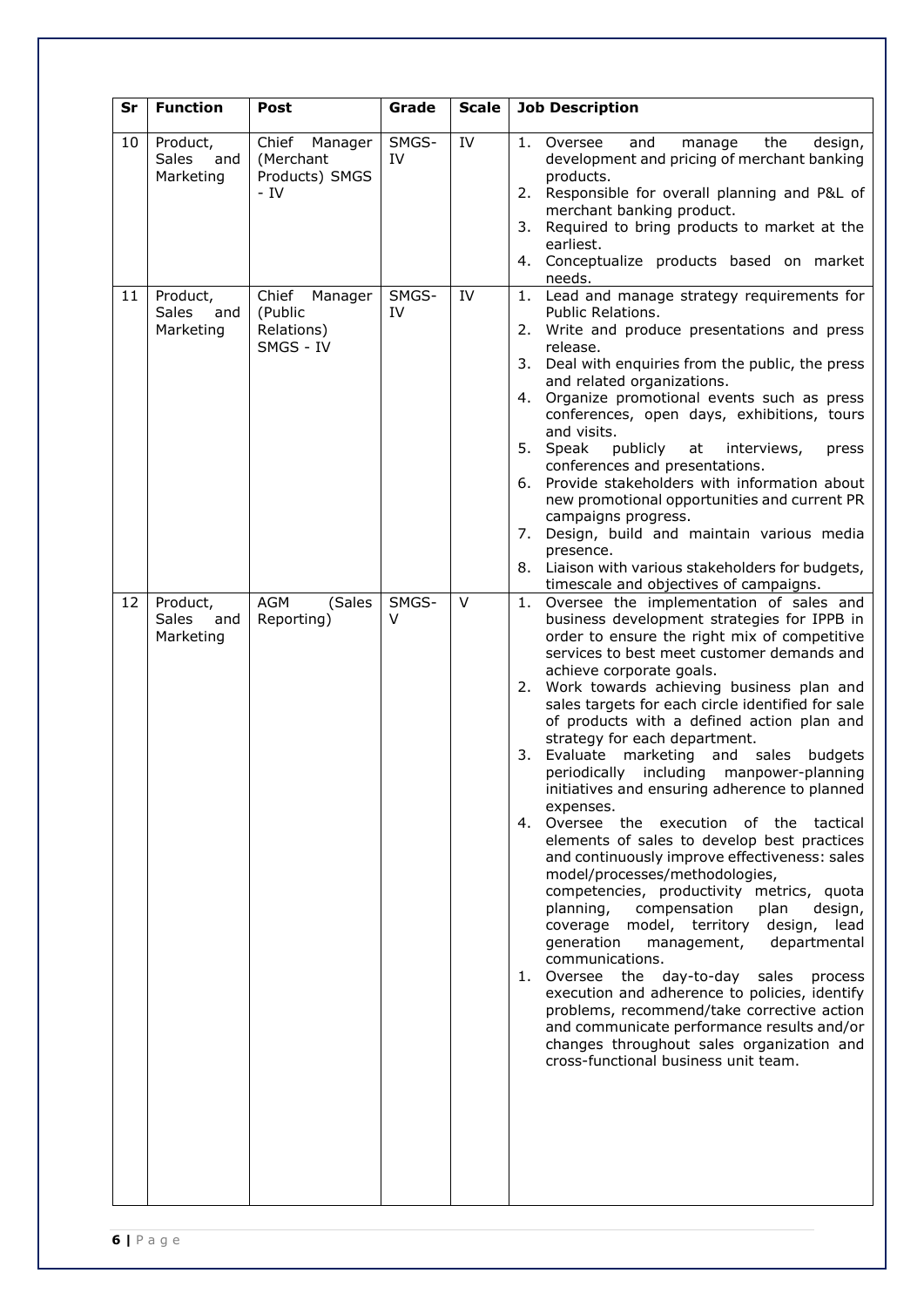| Sr | Function | Post | Grade | Scale | Job Description |
|---|---|---|---|---|---|
| 10 | Product, Sales and Marketing | Chief Manager (Merchant Products) SMGS - IV | SMGS-IV | IV | 1. Oversee and manage the design, development and pricing of merchant banking products.<br>2. Responsible for overall planning and P&L of merchant banking product.<br>3. Required to bring products to market at the earliest.<br>4. Conceptualize products based on market needs. |
| 11 | Product, Sales and Marketing | Chief Manager (Public Relations) SMGS - IV | SMGS-IV | IV | 1. Lead and manage strategy requirements for Public Relations.<br>2. Write and produce presentations and press release.<br>3. Deal with enquiries from the public, the press and related organizations.<br>4. Organize promotional events such as press conferences, open days, exhibitions, tours and visits.<br>5. Speak publicly at interviews, press conferences and presentations.<br>6. Provide stakeholders with information about new promotional opportunities and current PR campaigns progress.<br>7. Design, build and maintain various media presence.<br>8. Liaison with various stakeholders for budgets, timescale and objectives of campaigns. |
| 12 | Product, Sales and Marketing | AGM (Sales Reporting) | SMGS-V | V | 1. Oversee the implementation of sales and business development strategies for IPPB in order to ensure the right mix of competitive services to best meet customer demands and achieve corporate goals.<br>2. Work towards achieving business plan and sales targets for each circle identified for sale of products with a defined action plan and strategy for each department.<br>3. Evaluate marketing and sales budgets periodically including manpower-planning initiatives and ensuring adherence to planned expenses.<br>4. Oversee the execution of the tactical elements of sales to develop best practices and continuously improve effectiveness: sales model/processes/methodologies, competencies, productivity metrics, quota planning, compensation plan design, coverage model, territory design, lead generation management, departmental communications.<br>1. Oversee the day-to-day sales process execution and adherence to policies, identify problems, recommend/take corrective action and communicate performance results and/or changes throughout sales organization and cross-functional business unit team. |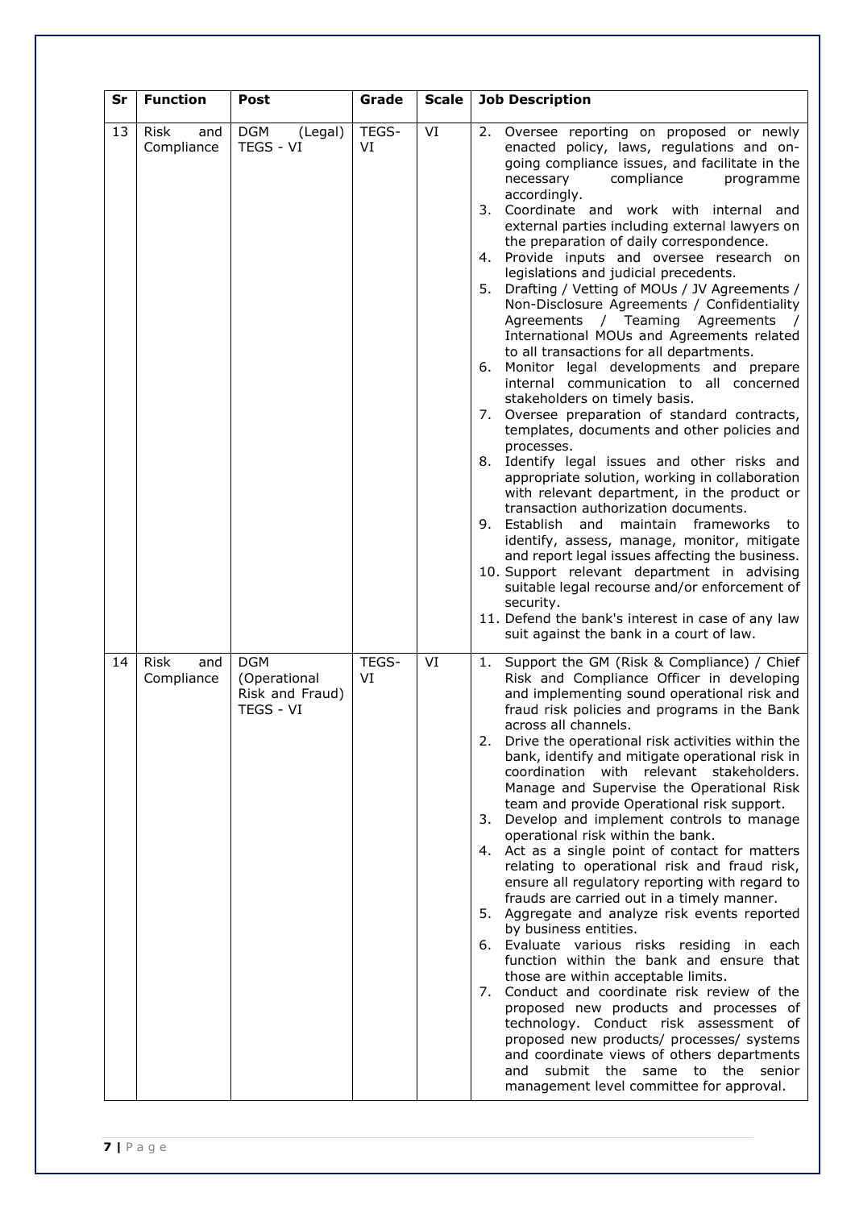| Sr | Function | Post | Grade | Scale | Job Description |
|---|---|---|---|---|---|
| 13 | Risk and Compliance | DGM (Legal) TEGS - VI | TEGS-VI | VI | 2. Oversee reporting on proposed or newly enacted policy, laws, regulations and on-going compliance issues, and facilitate in the necessary compliance programme accordingly.<br>3. Coordinate and work with internal and external parties including external lawyers on the preparation of daily correspondence.<br>4. Provide inputs and oversee research on legislations and judicial precedents.<br>5. Drafting / Vetting of MOUs / JV Agreements / Non-Disclosure Agreements / Confidentiality Agreements / Teaming Agreements / International MOUs and Agreements related to all transactions for all departments.<br>6. Monitor legal developments and prepare internal communication to all concerned stakeholders on timely basis.<br>7. Oversee preparation of standard contracts, templates, documents and other policies and processes.<br>8. Identify legal issues and other risks and appropriate solution, working in collaboration with relevant department, in the product or transaction authorization documents.<br>9. Establish and maintain frameworks to identify, assess, manage, monitor, mitigate and report legal issues affecting the business.<br>10. Support relevant department in advising suitable legal recourse and/or enforcement of security.<br>11. Defend the bank's interest in case of any law suit against the bank in a court of law. |
| 14 | Risk and Compliance | DGM (Operational Risk and Fraud) TEGS - VI | TEGS-VI | VI | 1. Support the GM (Risk & Compliance) / Chief Risk and Compliance Officer in developing and implementing sound operational risk and fraud risk policies and programs in the Bank across all channels.<br>2. Drive the operational risk activities within the bank, identify and mitigate operational risk in coordination with relevant stakeholders. Manage and Supervise the Operational Risk team and provide Operational risk support.<br>3. Develop and implement controls to manage operational risk within the bank.<br>4. Act as a single point of contact for matters relating to operational risk and fraud risk, ensure all regulatory reporting with regard to frauds are carried out in a timely manner.<br>5. Aggregate and analyze risk events reported by business entities.<br>6. Evaluate various risks residing in each function within the bank and ensure that those are within acceptable limits.<br>7. Conduct and coordinate risk review of the proposed new products and processes of technology. Conduct risk assessment of proposed new products/ processes/ systems and coordinate views of others departments and submit the same to the senior management level committee for approval. |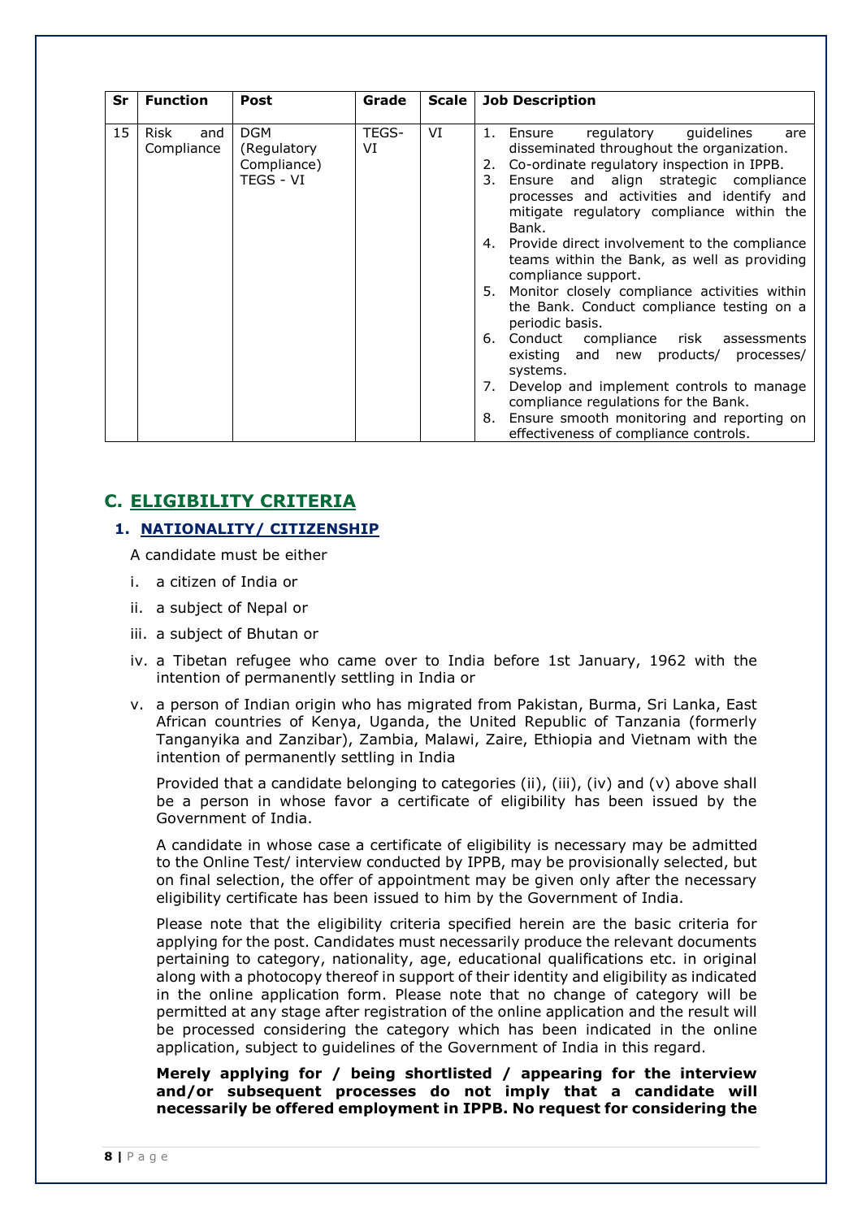| Sr | Function | Post | Grade | Scale | Job Description |
|---|---|---|---|---|---|
| 15 | Risk and Compliance | DGM (Regulatory Compliance) TEGS - VI | TEGS-VI | VI | 1. Ensure regulatory guidelines are disseminated throughout the organization.<br>2. Co-ordinate regulatory inspection in IPPB.<br>3. Ensure and align strategic compliance processes and activities and identify and mitigate regulatory compliance within the Bank.<br>4. Provide direct involvement to the compliance teams within the Bank, as well as providing compliance support.<br>5. Monitor closely compliance activities within the Bank. Conduct compliance testing on a periodic basis.<br>6. Conduct compliance risk assessments existing and new products/ processes/ systems.<br>7. Develop and implement controls to manage compliance regulations for the Bank.<br>8. Ensure smooth monitoring and reporting on effectiveness of compliance controls. |

## C. ELIGIBILITY CRITERIA

### 1. NATIONALITY/ CITIZENSHIP

A candidate must be either

i. a citizen of India or

ii. a subject of Nepal or

iii. a subject of Bhutan or

iv. a Tibetan refugee who came over to India before 1st January, 1962 with the intention of permanently settling in India or

v. a person of Indian origin who has migrated from Pakistan, Burma, Sri Lanka, East African countries of Kenya, Uganda, the United Republic of Tanzania (formerly Tanganyika and Zanzibar), Zambia, Malawi, Zaire, Ethiopia and Vietnam with the intention of permanently settling in India

Provided that a candidate belonging to categories (ii), (iii), (iv) and (v) above shall be a person in whose favor a certificate of eligibility has been issued by the Government of India.

A candidate in whose case a certificate of eligibility is necessary may be admitted to the Online Test/ interview conducted by IPPB, may be provisionally selected, but on final selection, the offer of appointment may be given only after the necessary eligibility certificate has been issued to him by the Government of India.

Please note that the eligibility criteria specified herein are the basic criteria for applying for the post. Candidates must necessarily produce the relevant documents pertaining to category, nationality, age, educational qualifications etc. in original along with a photocopy thereof in support of their identity and eligibility as indicated in the online application form. Please note that no change of category will be permitted at any stage after registration of the online application and the result will be processed considering the category which has been indicated in the online application, subject to guidelines of the Government of India in this regard.

**Merely applying for / being shortlisted / appearing for the interview and/or subsequent processes do not imply that a candidate will necessarily be offered employment in IPPB. No request for considering the**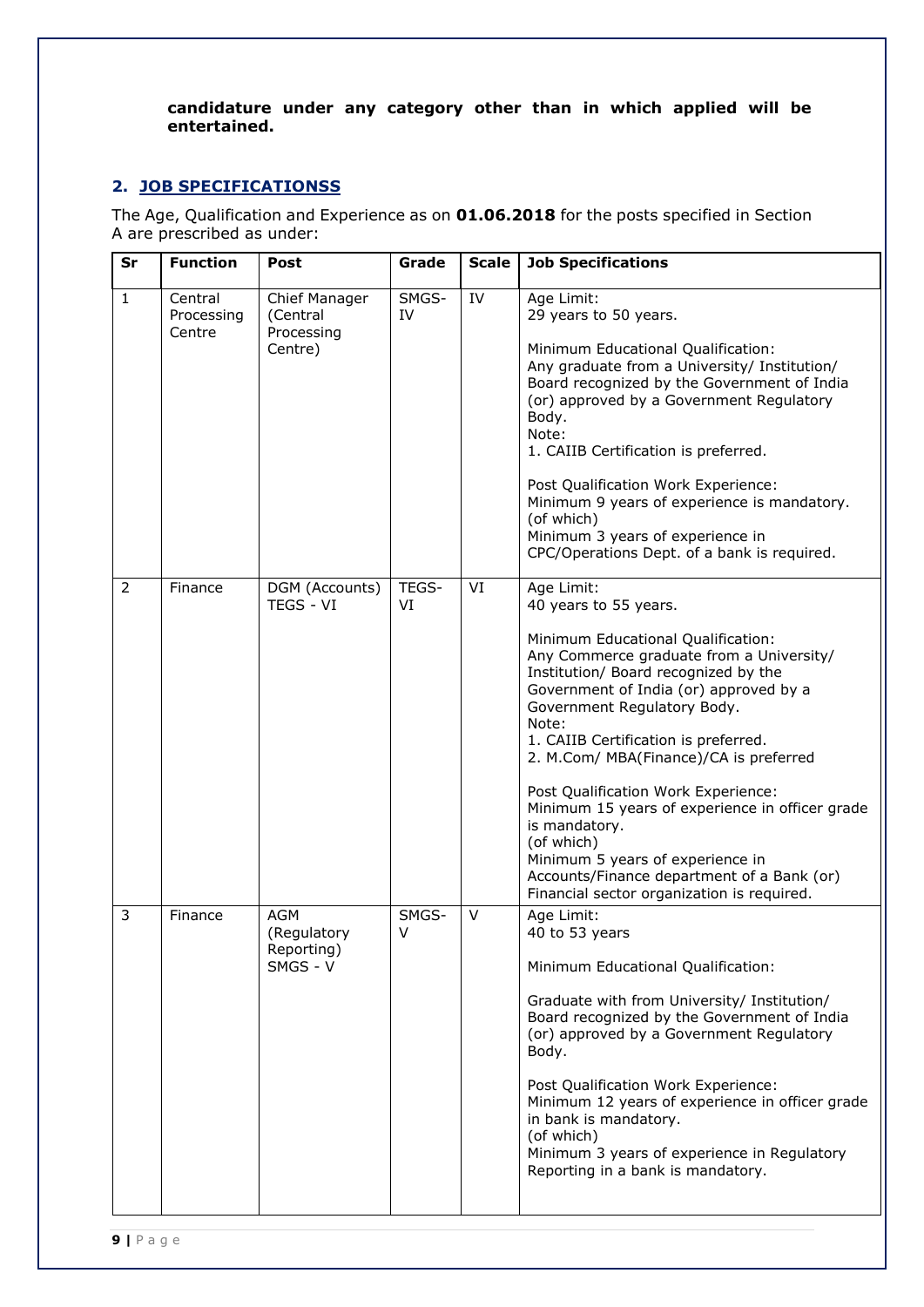**candidature under any category other than in which applied will be entertained.**

## 2. JOB SPECIFICATIONSS

The Age, Qualification and Experience as on **01.06.2018** for the posts specified in Section A are prescribed as under:

| Sr | Function | Post | Grade | Scale | Job Specifications |
|---|---|---|---|---|---|
| 1 | Central Processing Centre | Chief Manager (Central Processing Centre) | SMGS-IV | IV | Age Limit:<br>29 years to 50 years.<br><br>Minimum Educational Qualification:<br>Any graduate from a University/ Institution/ Board recognized by the Government of India (or) approved by a Government Regulatory Body.<br>Note:<br>1. CAIIB Certification is preferred.<br><br>Post Qualification Work Experience:<br>Minimum 9 years of experience is mandatory.<br>(of which)<br>Minimum 3 years of experience in CPC/Operations Dept. of a bank is required. |
| 2 | Finance | DGM (Accounts) TEGS - VI | TEGS-VI | VI | Age Limit:<br>40 years to 55 years.<br><br>Minimum Educational Qualification:<br>Any Commerce graduate from a University/ Institution/ Board recognized by the Government of India (or) approved by a Government Regulatory Body.<br>Note:<br>1. CAIIB Certification is preferred.<br>2. M.Com/ MBA(Finance)/CA is preferred<br><br>Post Qualification Work Experience:<br>Minimum 15 years of experience in officer grade is mandatory.<br>(of which)<br>Minimum 5 years of experience in Accounts/Finance department of a Bank (or) Financial sector organization is required. |
| 3 | Finance | AGM (Regulatory Reporting) SMGS - V | SMGS-V | V | Age Limit:<br>40 to 53 years<br><br>Minimum Educational Qualification:<br><br>Graduate with from University/ Institution/ Board recognized by the Government of India (or) approved by a Government Regulatory Body.<br><br>Post Qualification Work Experience:<br>Minimum 12 years of experience in officer grade in bank is mandatory.<br>(of which)<br>Minimum 3 years of experience in Regulatory Reporting in a bank is mandatory. |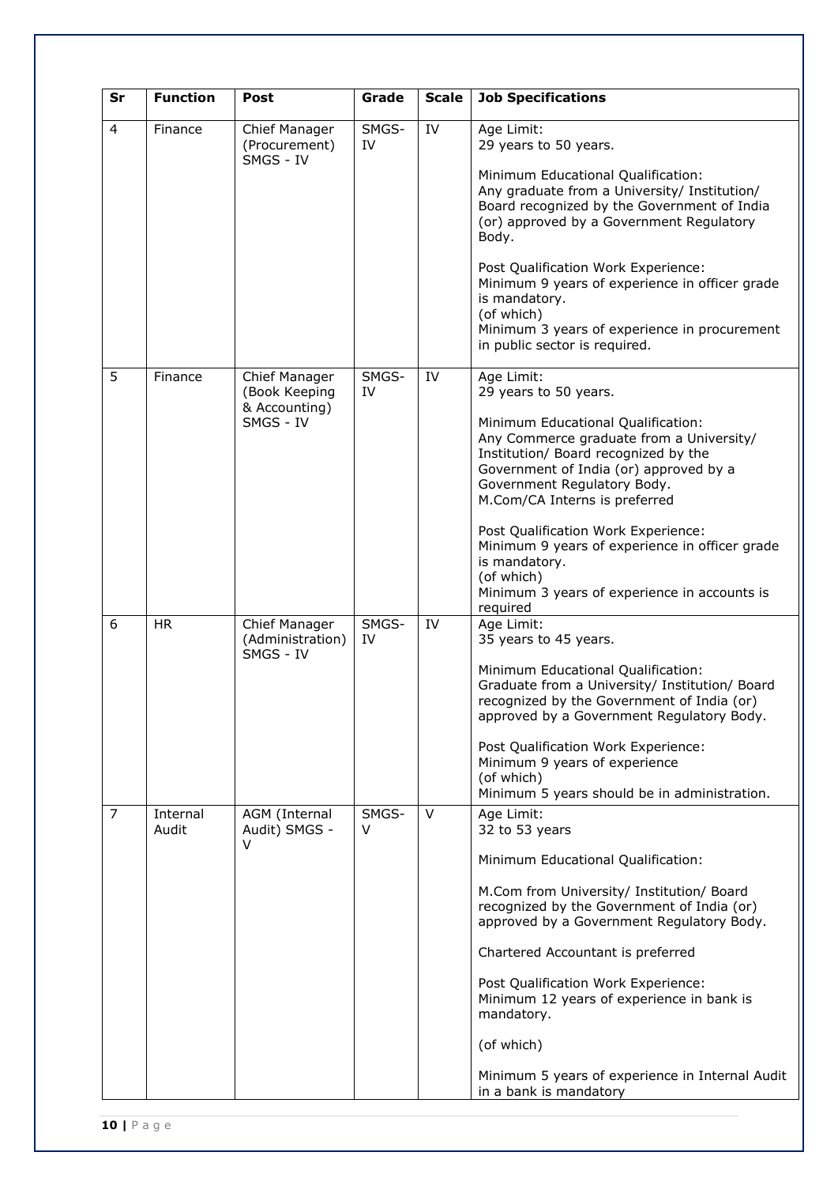| Sr | Function | Post | Grade | Scale | Job Specifications |
|---|---|---|---|---|---|
| 4 | Finance | Chief Manager (Procurement) SMGS - IV | SMGS-IV | IV | Age Limit:<br>29 years to 50 years.<br><br>Minimum Educational Qualification:<br>Any graduate from a University/ Institution/ Board recognized by the Government of India (or) approved by a Government Regulatory Body.<br><br>Post Qualification Work Experience:<br>Minimum 9 years of experience in officer grade is mandatory.<br>(of which)<br>Minimum 3 years of experience in procurement in public sector is required. |
| 5 | Finance | Chief Manager (Book Keeping & Accounting) SMGS - IV | SMGS-IV | IV | Age Limit:<br>29 years to 50 years.<br><br>Minimum Educational Qualification:<br>Any Commerce graduate from a University/ Institution/ Board recognized by the Government of India (or) approved by a Government Regulatory Body.<br>M.Com/CA Interns is preferred<br><br>Post Qualification Work Experience:<br>Minimum 9 years of experience in officer grade is mandatory.<br>(of which)<br>Minimum 3 years of experience in accounts is required |
| 6 | HR | Chief Manager (Administration) SMGS - IV | SMGS-IV | IV | Age Limit:<br>35 years to 45 years.<br><br>Minimum Educational Qualification:<br>Graduate from a University/ Institution/ Board recognized by the Government of India (or) approved by a Government Regulatory Body.<br><br>Post Qualification Work Experience:<br>Minimum 9 years of experience<br>(of which)<br>Minimum 5 years should be in administration. |
| 7 | Internal Audit | AGM (Internal Audit) SMGS - V | SMGS-V | V | Age Limit:<br>32 to 53 years<br><br>Minimum Educational Qualification:<br><br>M.Com from University/ Institution/ Board recognized by the Government of India (or) approved by a Government Regulatory Body.<br><br>Chartered Accountant is preferred<br><br>Post Qualification Work Experience:<br>Minimum 12 years of experience in bank is mandatory.<br><br>(of which)<br><br>Minimum 5 years of experience in Internal Audit in a bank is mandatory |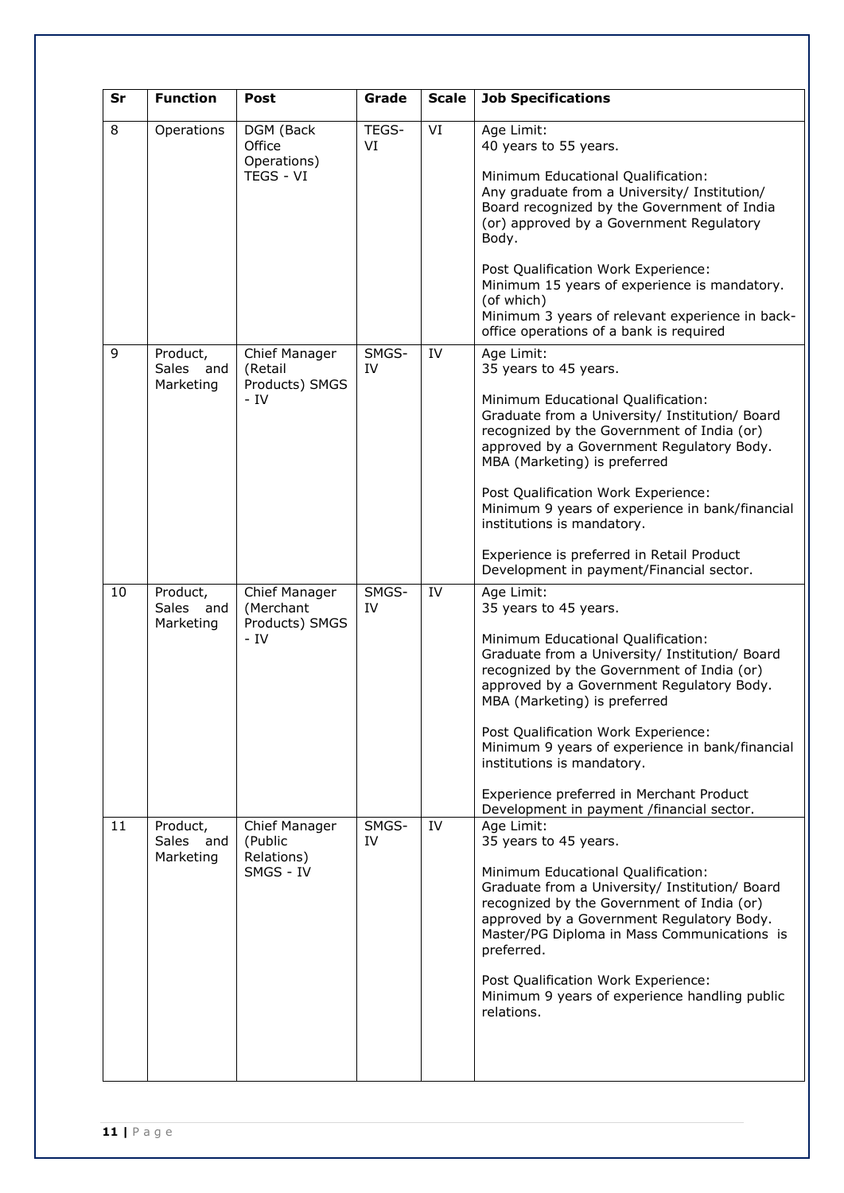| Sr | Function | Post | Grade | Scale | Job Specifications |
|---|---|---|---|---|---|
| 8 | Operations | DGM (Back Office Operations) TEGS - VI | TEGS-VI | VI | Age Limit:<br>40 years to 55 years.<br><br>Minimum Educational Qualification:<br>Any graduate from a University/ Institution/ Board recognized by the Government of India (or) approved by a Government Regulatory Body.<br><br>Post Qualification Work Experience:<br>Minimum 15 years of experience is mandatory. (of which)<br>Minimum 3 years of relevant experience in back-office operations of a bank is required |
| 9 | Product, Sales and Marketing | Chief Manager (Retail Products) SMGS - IV | SMGS-IV | IV | Age Limit:<br>35 years to 45 years.<br><br>Minimum Educational Qualification:<br>Graduate from a University/ Institution/ Board recognized by the Government of India (or) approved by a Government Regulatory Body. MBA (Marketing) is preferred<br><br>Post Qualification Work Experience:<br>Minimum 9 years of experience in bank/financial institutions is mandatory.<br><br>Experience is preferred in Retail Product Development in payment/Financial sector. |
| 10 | Product, Sales and Marketing | Chief Manager (Merchant Products) SMGS - IV | SMGS-IV | IV | Age Limit:<br>35 years to 45 years.<br><br>Minimum Educational Qualification:<br>Graduate from a University/ Institution/ Board recognized by the Government of India (or) approved by a Government Regulatory Body. MBA (Marketing) is preferred<br><br>Post Qualification Work Experience:<br>Minimum 9 years of experience in bank/financial institutions is mandatory.<br><br>Experience preferred in Merchant Product Development in payment /financial sector. |
| 11 | Product, Sales and Marketing | Chief Manager (Public Relations) SMGS - IV | SMGS-IV | IV | Age Limit:<br>35 years to 45 years.<br><br>Minimum Educational Qualification:<br>Graduate from a University/ Institution/ Board recognized by the Government of India (or) approved by a Government Regulatory Body. Master/PG Diploma in Mass Communications is preferred.<br><br>Post Qualification Work Experience:<br>Minimum 9 years of experience handling public relations. |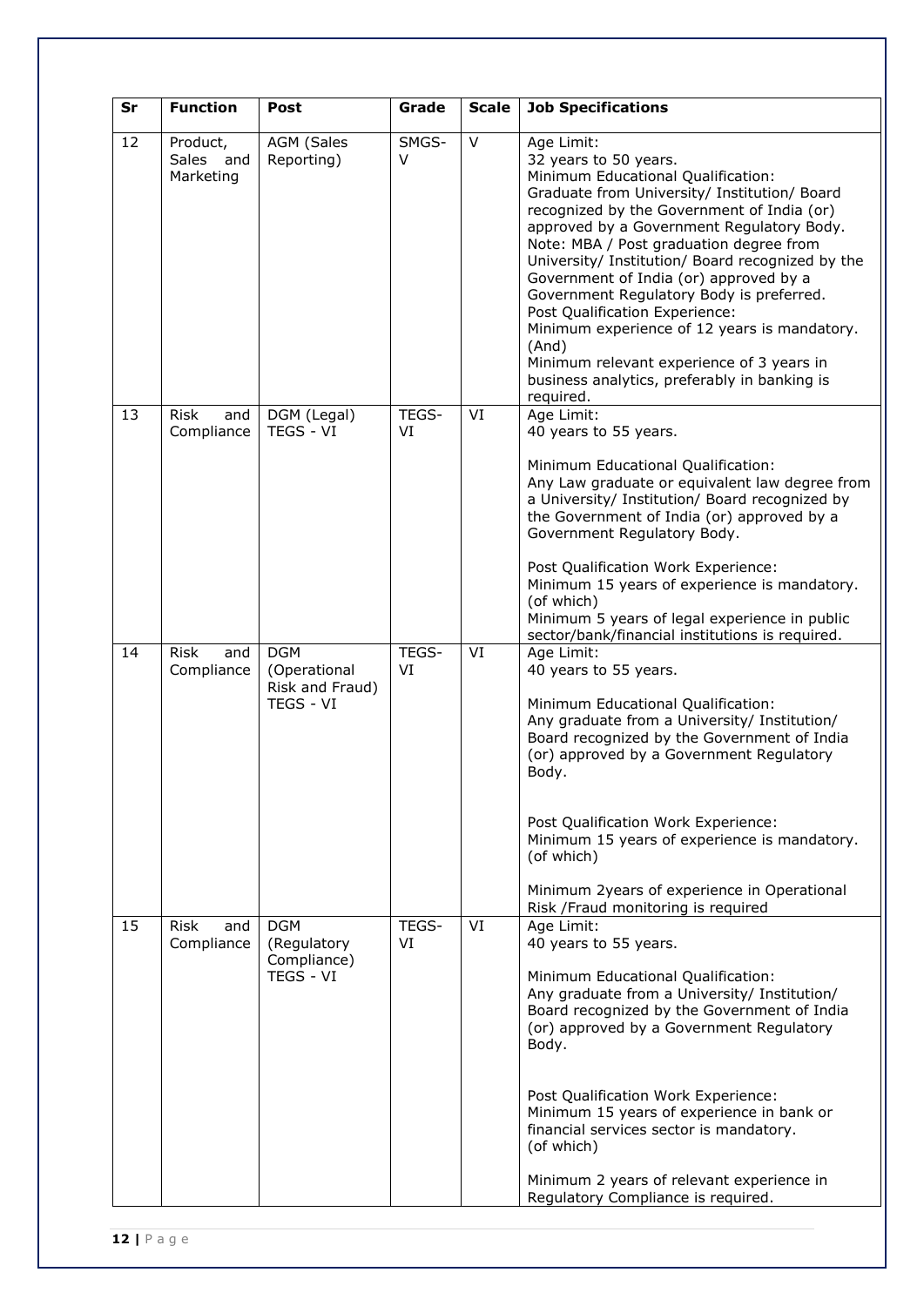| Sr | Function | Post | Grade | Scale | Job Specifications |
|---|---|---|---|---|---|
| 12 | Product, Sales and Marketing | AGM (Sales Reporting) | SMGS-V | V | Age Limit:<br>32 years to 50 years.<br>Minimum Educational Qualification:<br>Graduate from University/ Institution/ Board recognized by the Government of India (or) approved by a Government Regulatory Body.<br>Note: MBA / Post graduation degree from University/ Institution/ Board recognized by the Government of India (or) approved by a Government Regulatory Body is preferred.<br>Post Qualification Experience:<br>Minimum experience of 12 years is mandatory.<br>(And)<br>Minimum relevant experience of 3 years in business analytics, preferably in banking is required. |
| 13 | Risk and Compliance | DGM (Legal) TEGS - VI | TEGS-VI | VI | Age Limit:<br>40 years to 55 years.<br><br>Minimum Educational Qualification:<br>Any Law graduate or equivalent law degree from a University/ Institution/ Board recognized by the Government of India (or) approved by a Government Regulatory Body.<br><br>Post Qualification Work Experience:<br>Minimum 15 years of experience is mandatory.<br>(of which)<br>Minimum 5 years of legal experience in public sector/bank/financial institutions is required. |
| 14 | Risk and Compliance | DGM (Operational Risk and Fraud) TEGS - VI | TEGS-VI | VI | Age Limit:<br>40 years to 55 years.<br><br>Minimum Educational Qualification:<br>Any graduate from a University/ Institution/ Board recognized by the Government of India (or) approved by a Government Regulatory Body.<br><br>Post Qualification Work Experience:<br>Minimum 15 years of experience is mandatory.<br>(of which)<br><br>Minimum 2years of experience in Operational Risk /Fraud monitoring is required |
| 15 | Risk and Compliance | DGM (Regulatory Compliance) TEGS - VI | TEGS-VI | VI | Age Limit:<br>40 years to 55 years.<br><br>Minimum Educational Qualification:<br>Any graduate from a University/ Institution/ Board recognized by the Government of India (or) approved by a Government Regulatory Body.<br><br>Post Qualification Work Experience:<br>Minimum 15 years of experience in bank or financial services sector is mandatory.<br>(of which)<br><br>Minimum 2 years of relevant experience in Regulatory Compliance is required. |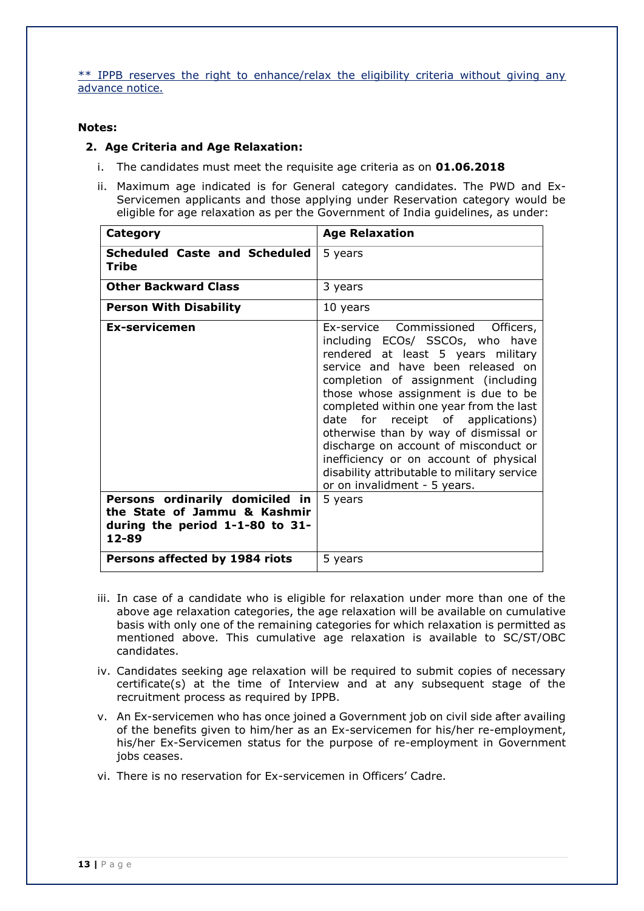** IPPB reserves the right to enhance/relax the eligibility criteria without giving any advance notice.

**Notes:**

**2. Age Criteria and Age Relaxation:**

i. The candidates must meet the requisite age criteria as on **01.06.2018**

ii. Maximum age indicated is for General category candidates. The PWD and Ex-Servicemen applicants and those applying under Reservation category would be eligible for age relaxation as per the Government of India guidelines, as under:

| Category | Age Relaxation |
|---|---|
| **Scheduled Caste and Scheduled Tribe** | 5 years |
| **Other Backward Class** | 3 years |
| **Person With Disability** | 10 years |
| **Ex-servicemen** | Ex-service Commissioned Officers, including ECOs/ SSCOs, who have rendered at least 5 years military service and have been released on completion of assignment (including those whose assignment is due to be completed within one year from the last date for receipt of applications) otherwise than by way of dismissal or discharge on account of misconduct or inefficiency or on account of physical disability attributable to military service or on invalidment - 5 years. |
| **Persons ordinarily domiciled in the State of Jammu & Kashmir during the period 1-1-80 to 31-12-89** | 5 years |
| **Persons affected by 1984 riots** | 5 years |

iii. In case of a candidate who is eligible for relaxation under more than one of the above age relaxation categories, the age relaxation will be available on cumulative basis with only one of the remaining categories for which relaxation is permitted as mentioned above. This cumulative age relaxation is available to SC/ST/OBC candidates.

iv. Candidates seeking age relaxation will be required to submit copies of necessary certificate(s) at the time of Interview and at any subsequent stage of the recruitment process as required by IPPB.

v. An Ex-servicemen who has once joined a Government job on civil side after availing of the benefits given to him/her as an Ex-servicemen for his/her re-employment, his/her Ex-Servicemen status for the purpose of re-employment in Government jobs ceases.

vi. There is no reservation for Ex-servicemen in Officers' Cadre.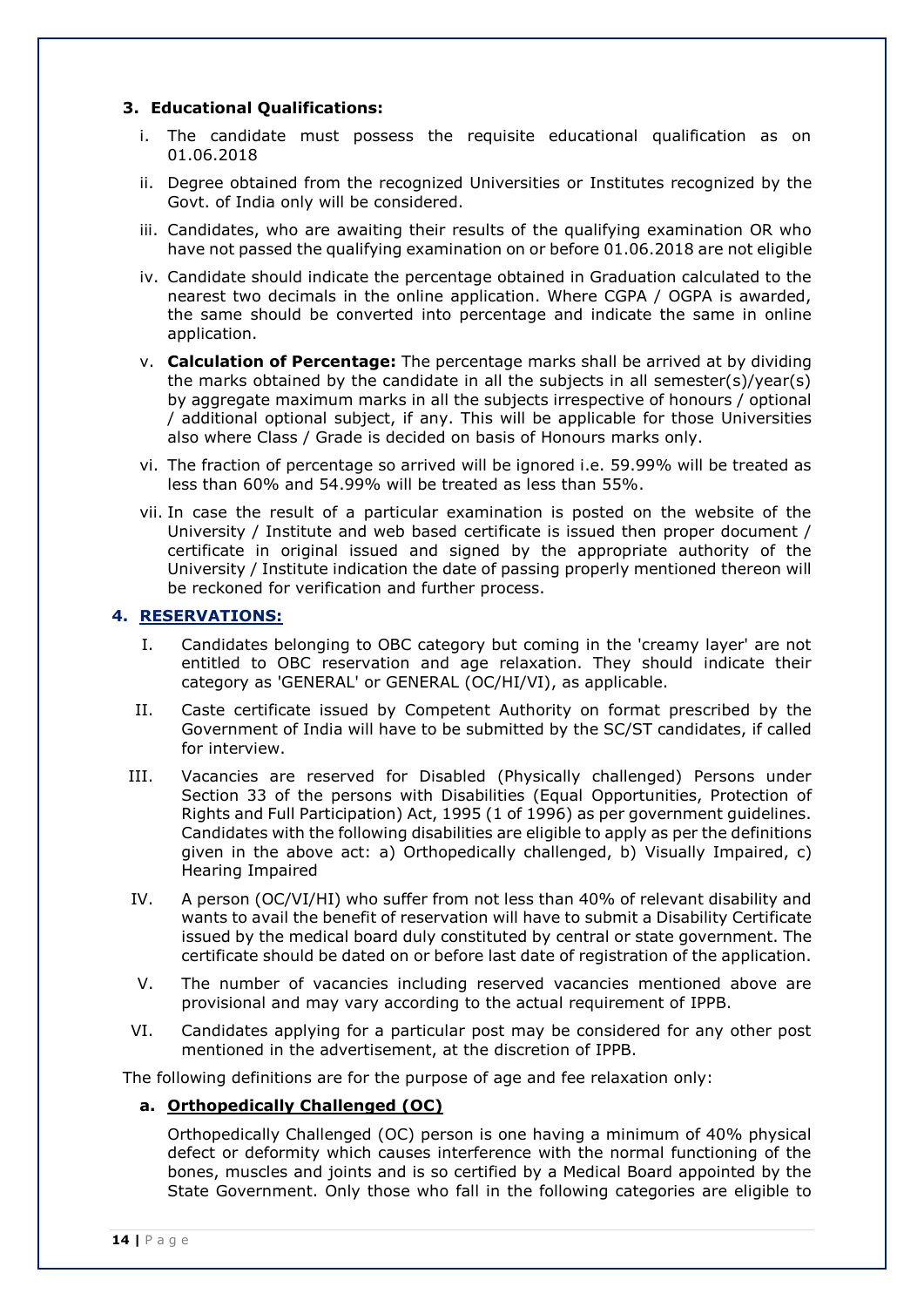### 3. Educational Qualifications:

i. The candidate must possess the requisite educational qualification as on 01.06.2018

ii. Degree obtained from the recognized Universities or Institutes recognized by the Govt. of India only will be considered.

iii. Candidates, who are awaiting their results of the qualifying examination OR who have not passed the qualifying examination on or before 01.06.2018 are not eligible

iv. Candidate should indicate the percentage obtained in Graduation calculated to the nearest two decimals in the online application. Where CGPA / OGPA is awarded, the same should be converted into percentage and indicate the same in online application.

v. **Calculation of Percentage:** The percentage marks shall be arrived at by dividing the marks obtained by the candidate in all the subjects in all semester(s)/year(s) by aggregate maximum marks in all the subjects irrespective of honours / optional / additional optional subject, if any. This will be applicable for those Universities also where Class / Grade is decided on basis of Honours marks only.

vi. The fraction of percentage so arrived will be ignored i.e. 59.99% will be treated as less than 60% and 54.99% will be treated as less than 55%.

vii. In case the result of a particular examination is posted on the website of the University / Institute and web based certificate is issued then proper document / certificate in original issued and signed by the appropriate authority of the University / Institute indication the date of passing properly mentioned thereon will be reckoned for verification and further process.

### 4. RESERVATIONS:

I. Candidates belonging to OBC category but coming in the 'creamy layer' are not entitled to OBC reservation and age relaxation. They should indicate their category as 'GENERAL' or GENERAL (OC/HI/VI), as applicable.

II. Caste certificate issued by Competent Authority on format prescribed by the Government of India will have to be submitted by the SC/ST candidates, if called for interview.

III. Vacancies are reserved for Disabled (Physically challenged) Persons under Section 33 of the persons with Disabilities (Equal Opportunities, Protection of Rights and Full Participation) Act, 1995 (1 of 1996) as per government guidelines. Candidates with the following disabilities are eligible to apply as per the definitions given in the above act: a) Orthopedically challenged, b) Visually Impaired, c) Hearing Impaired

IV. A person (OC/VI/HI) who suffer from not less than 40% of relevant disability and wants to avail the benefit of reservation will have to submit a Disability Certificate issued by the medical board duly constituted by central or state government. The certificate should be dated on or before last date of registration of the application.

V. The number of vacancies including reserved vacancies mentioned above are provisional and may vary according to the actual requirement of IPPB.

VI. Candidates applying for a particular post may be considered for any other post mentioned in the advertisement, at the discretion of IPPB.

The following definitions are for the purpose of age and fee relaxation only:

#### a. Orthopedically Challenged (OC)

Orthopedically Challenged (OC) person is one having a minimum of 40% physical defect or deformity which causes interference with the normal functioning of the bones, muscles and joints and is so certified by a Medical Board appointed by the State Government. Only those who fall in the following categories are eligible to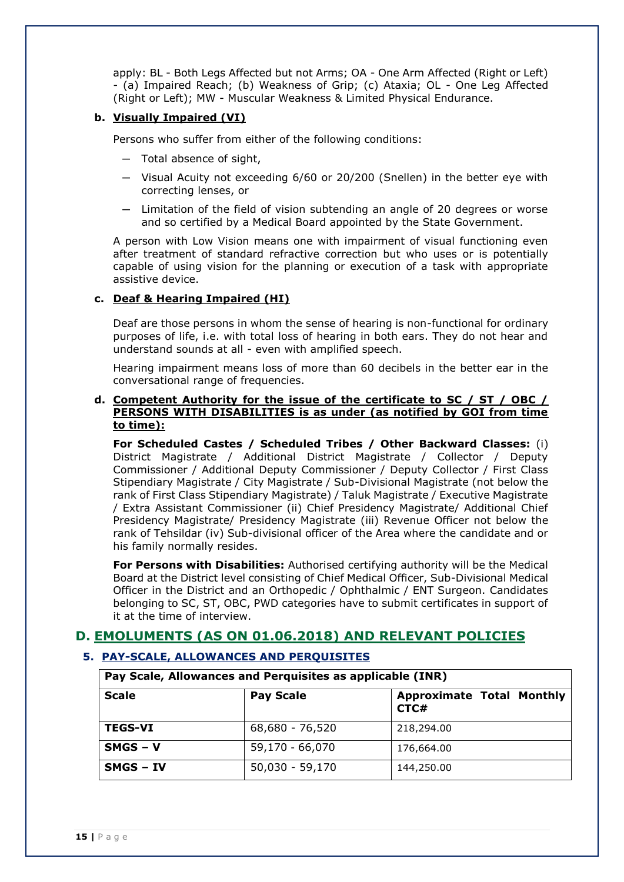apply: BL - Both Legs Affected but not Arms; OA - One Arm Affected (Right or Left) - (a) Impaired Reach; (b) Weakness of Grip; (c) Ataxia; OL - One Leg Affected (Right or Left); MW - Muscular Weakness & Limited Physical Endurance.

**b. Visually Impaired (VI)**

Persons who suffer from either of the following conditions:

- Total absence of sight,
- Visual Acuity not exceeding 6/60 or 20/200 (Snellen) in the better eye with correcting lenses, or
- Limitation of the field of vision subtending an angle of 20 degrees or worse and so certified by a Medical Board appointed by the State Government.

A person with Low Vision means one with impairment of visual functioning even after treatment of standard refractive correction but who uses or is potentially capable of using vision for the planning or execution of a task with appropriate assistive device.

**c. Deaf & Hearing Impaired (HI)**

Deaf are those persons in whom the sense of hearing is non-functional for ordinary purposes of life, i.e. with total loss of hearing in both ears. They do not hear and understand sounds at all - even with amplified speech.

Hearing impairment means loss of more than 60 decibels in the better ear in the conversational range of frequencies.

**d. Competent Authority for the issue of the certificate to SC / ST / OBC / PERSONS WITH DISABILITIES is as under (as notified by GOI from time to time):**

**For Scheduled Castes / Scheduled Tribes / Other Backward Classes:** (i) District Magistrate / Additional District Magistrate / Collector / Deputy Commissioner / Additional Deputy Commissioner / Deputy Collector / First Class Stipendiary Magistrate / City Magistrate / Sub-Divisional Magistrate (not below the rank of First Class Stipendiary Magistrate) / Taluk Magistrate / Executive Magistrate / Extra Assistant Commissioner (ii) Chief Presidency Magistrate/ Additional Chief Presidency Magistrate/ Presidency Magistrate (iii) Revenue Officer not below the rank of Tehsildar (iv) Sub-divisional officer of the Area where the candidate and or his family normally resides.

**For Persons with Disabilities:** Authorised certifying authority will be the Medical Board at the District level consisting of Chief Medical Officer, Sub-Divisional Medical Officer in the District and an Orthopedic / Ophthalmic / ENT Surgeon. Candidates belonging to SC, ST, OBC, PWD categories have to submit certificates in support of it at the time of interview.

## D. EMOLUMENTS (AS ON 01.06.2018) AND RELEVANT POLICIES

### 5. PAY-SCALE, ALLOWANCES AND PERQUISITES

| Pay Scale, Allowances and Perquisites as applicable (INR) | | |
|---|---|---|
| **Scale** | **Pay Scale** | **Approximate Total Monthly CTC#** |
| **TEGS-VI** | 68,680 - 76,520 | 218,294.00 |
| **SMGS – V** | 59,170 - 66,070 | 176,664.00 |
| **SMGS – IV** | 50,030 - 59,170 | 144,250.00 |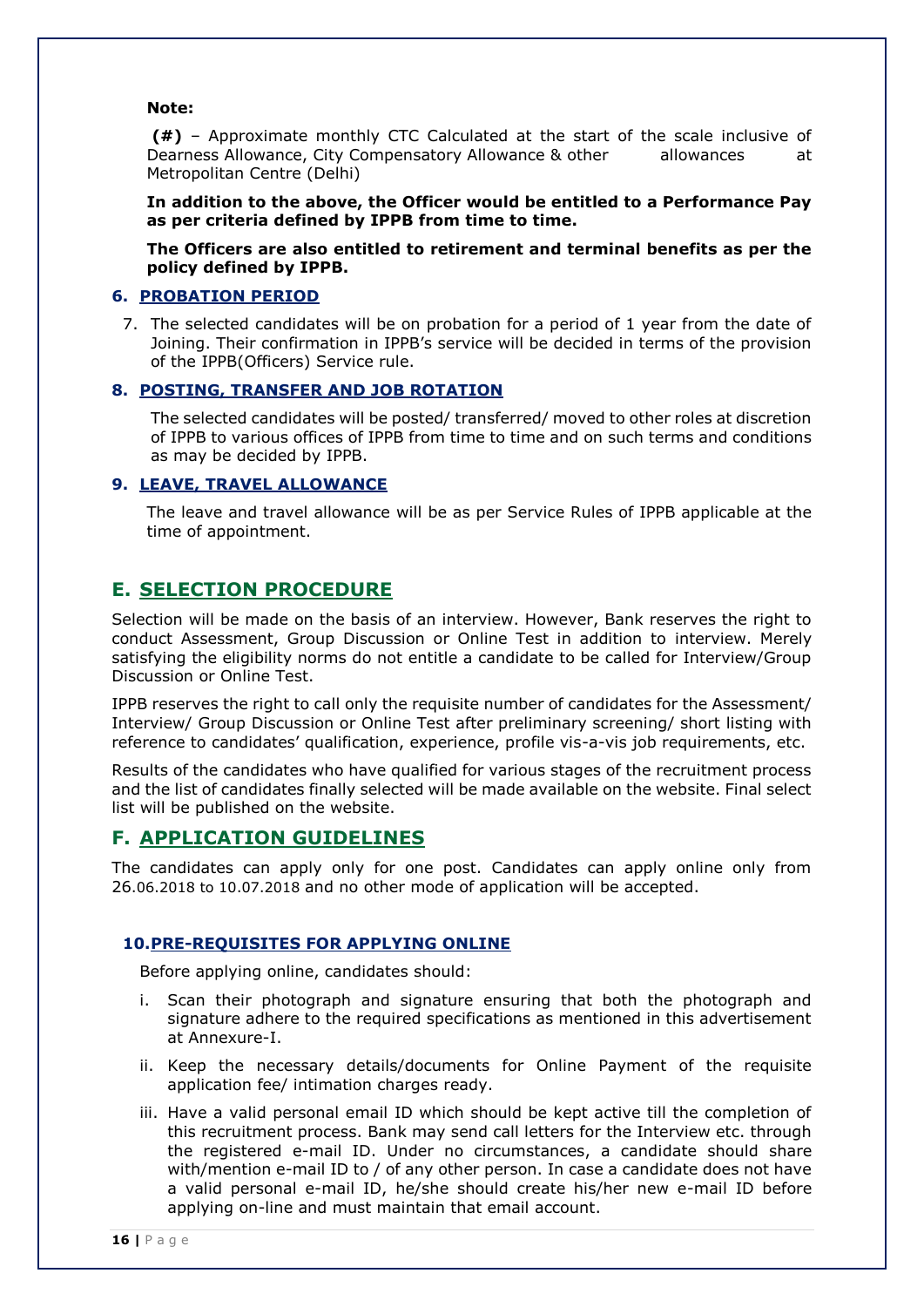**Note:**

**(#)** – Approximate monthly CTC Calculated at the start of the scale inclusive of Dearness Allowance, City Compensatory Allowance & other allowances at Metropolitan Centre (Delhi)

**In addition to the above, the Officer would be entitled to a Performance Pay as per criteria defined by IPPB from time to time.**

**The Officers are also entitled to retirement and terminal benefits as per the policy defined by IPPB.**

### 6. PROBATION PERIOD

7. The selected candidates will be on probation for a period of 1 year from the date of Joining. Their confirmation in IPPB's service will be decided in terms of the provision of the IPPB(Officers) Service rule.

### 8. POSTING, TRANSFER AND JOB ROTATION

The selected candidates will be posted/ transferred/ moved to other roles at discretion of IPPB to various offices of IPPB from time to time and on such terms and conditions as may be decided by IPPB.

### 9. LEAVE, TRAVEL ALLOWANCE

The leave and travel allowance will be as per Service Rules of IPPB applicable at the time of appointment.

## E. SELECTION PROCEDURE

Selection will be made on the basis of an interview. However, Bank reserves the right to conduct Assessment, Group Discussion or Online Test in addition to interview. Merely satisfying the eligibility norms do not entitle a candidate to be called for Interview/Group Discussion or Online Test.

IPPB reserves the right to call only the requisite number of candidates for the Assessment/ Interview/ Group Discussion or Online Test after preliminary screening/ short listing with reference to candidates' qualification, experience, profile vis-a-vis job requirements, etc.

Results of the candidates who have qualified for various stages of the recruitment process and the list of candidates finally selected will be made available on the website. Final select list will be published on the website.

## F. APPLICATION GUIDELINES

The candidates can apply only for one post. Candidates can apply online only from 26.06.2018 to 10.07.2018 and no other mode of application will be accepted.

### 10. PRE-REQUISITES FOR APPLYING ONLINE

Before applying online, candidates should:

i. Scan their photograph and signature ensuring that both the photograph and signature adhere to the required specifications as mentioned in this advertisement at Annexure-I.

ii. Keep the necessary details/documents for Online Payment of the requisite application fee/ intimation charges ready.

iii. Have a valid personal email ID which should be kept active till the completion of this recruitment process. Bank may send call letters for the Interview etc. through the registered e-mail ID. Under no circumstances, a candidate should share with/mention e-mail ID to / of any other person. In case a candidate does not have a valid personal e-mail ID, he/she should create his/her new e-mail ID before applying on-line and must maintain that email account.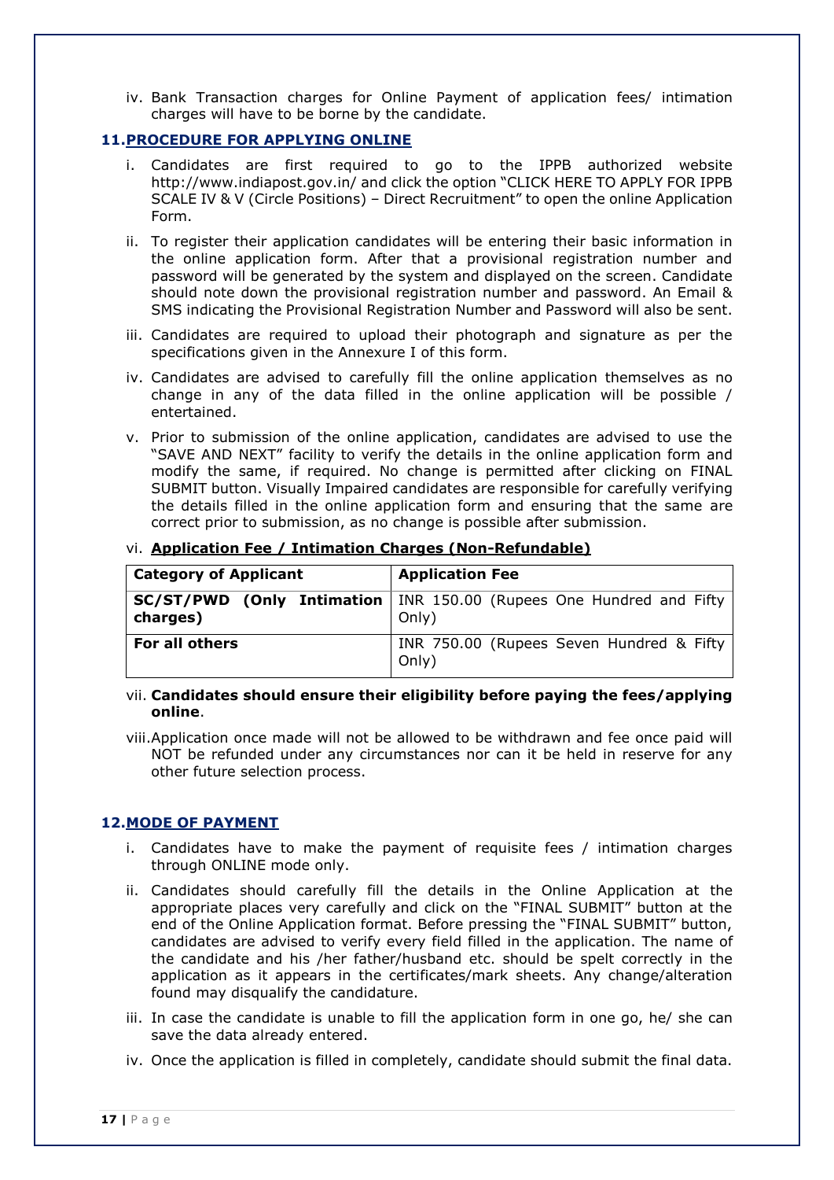iv. Bank Transaction charges for Online Payment of application fees/ intimation charges will have to be borne by the candidate.

## 11. PROCEDURE FOR APPLYING ONLINE

i. Candidates are first required to go to the IPPB authorized website http://www.indiapost.gov.in/ and click the option "CLICK HERE TO APPLY FOR IPPB SCALE IV & V (Circle Positions) – Direct Recruitment" to open the online Application Form.

ii. To register their application candidates will be entering their basic information in the online application form. After that a provisional registration number and password will be generated by the system and displayed on the screen. Candidate should note down the provisional registration number and password. An Email & SMS indicating the Provisional Registration Number and Password will also be sent.

iii. Candidates are required to upload their photograph and signature as per the specifications given in the Annexure I of this form.

iv. Candidates are advised to carefully fill the online application themselves as no change in any of the data filled in the online application will be possible / entertained.

v. Prior to submission of the online application, candidates are advised to use the "SAVE AND NEXT" facility to verify the details in the online application form and modify the same, if required. No change is permitted after clicking on FINAL SUBMIT button. Visually Impaired candidates are responsible for carefully verifying the details filled in the online application form and ensuring that the same are correct prior to submission, as no change is possible after submission.

vi. **Application Fee / Intimation Charges (Non-Refundable)**

| Category of Applicant | Application Fee |
|---|---|
| **SC/ST/PWD (Only Intimation charges)** | INR 150.00 (Rupees One Hundred and Fifty Only) |
| **For all others** | INR 750.00 (Rupees Seven Hundred & Fifty Only) |

vii. **Candidates should ensure their eligibility before paying the fees/applying online**.

viii. Application once made will not be allowed to be withdrawn and fee once paid will NOT be refunded under any circumstances nor can it be held in reserve for any other future selection process.

## 12. MODE OF PAYMENT

i. Candidates have to make the payment of requisite fees / intimation charges through ONLINE mode only.

ii. Candidates should carefully fill the details in the Online Application at the appropriate places very carefully and click on the "FINAL SUBMIT" button at the end of the Online Application format. Before pressing the "FINAL SUBMIT" button, candidates are advised to verify every field filled in the application. The name of the candidate and his /her father/husband etc. should be spelt correctly in the application as it appears in the certificates/mark sheets. Any change/alteration found may disqualify the candidature.

iii. In case the candidate is unable to fill the application form in one go, he/ she can save the data already entered.

iv. Once the application is filled in completely, candidate should submit the final data.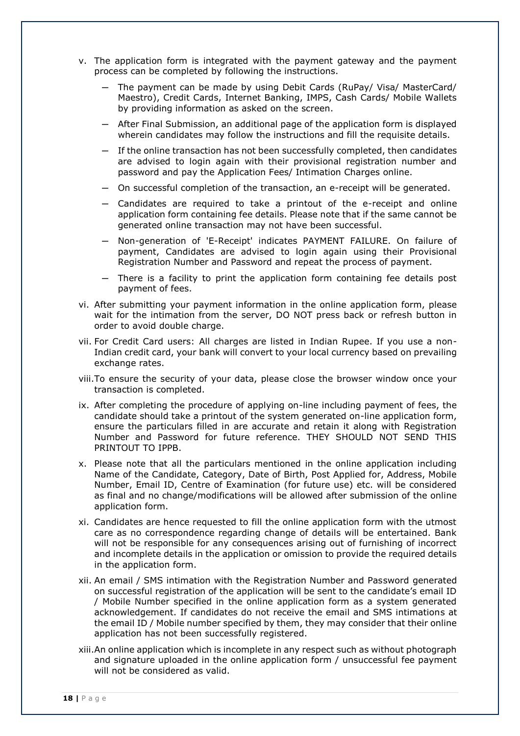v. The application form is integrated with the payment gateway and the payment process can be completed by following the instructions.

   - The payment can be made by using Debit Cards (RuPay/ Visa/ MasterCard/ Maestro), Credit Cards, Internet Banking, IMPS, Cash Cards/ Mobile Wallets by providing information as asked on the screen.
   - After Final Submission, an additional page of the application form is displayed wherein candidates may follow the instructions and fill the requisite details.
   - If the online transaction has not been successfully completed, then candidates are advised to login again with their provisional registration number and password and pay the Application Fees/ Intimation Charges online.
   - On successful completion of the transaction, an e-receipt will be generated.
   - Candidates are required to take a printout of the e-receipt and online application form containing fee details. Please note that if the same cannot be generated online transaction may not have been successful.
   - Non-generation of 'E-Receipt' indicates PAYMENT FAILURE. On failure of payment, Candidates are advised to login again using their Provisional Registration Number and Password and repeat the process of payment.
   - There is a facility to print the application form containing fee details post payment of fees.

vi. After submitting your payment information in the online application form, please wait for the intimation from the server, DO NOT press back or refresh button in order to avoid double charge.

vii. For Credit Card users: All charges are listed in Indian Rupee. If you use a non-Indian credit card, your bank will convert to your local currency based on prevailing exchange rates.

viii. To ensure the security of your data, please close the browser window once your transaction is completed.

ix. After completing the procedure of applying on-line including payment of fees, the candidate should take a printout of the system generated on-line application form, ensure the particulars filled in are accurate and retain it along with Registration Number and Password for future reference. THEY SHOULD NOT SEND THIS PRINTOUT TO IPPB.

x. Please note that all the particulars mentioned in the online application including Name of the Candidate, Category, Date of Birth, Post Applied for, Address, Mobile Number, Email ID, Centre of Examination (for future use) etc. will be considered as final and no change/modifications will be allowed after submission of the online application form.

xi. Candidates are hence requested to fill the online application form with the utmost care as no correspondence regarding change of details will be entertained. Bank will not be responsible for any consequences arising out of furnishing of incorrect and incomplete details in the application or omission to provide the required details in the application form.

xii. An email / SMS intimation with the Registration Number and Password generated on successful registration of the application will be sent to the candidate's email ID / Mobile Number specified in the online application form as a system generated acknowledgement. If candidates do not receive the email and SMS intimations at the email ID / Mobile number specified by them, they may consider that their online application has not been successfully registered.

xiii. An online application which is incomplete in any respect such as without photograph and signature uploaded in the online application form / unsuccessful fee payment will not be considered as valid.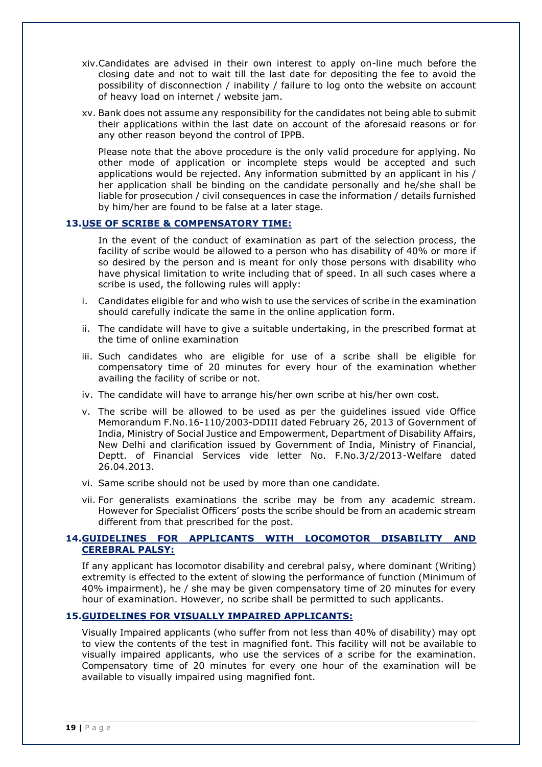xiv. Candidates are advised in their own interest to apply on-line much before the closing date and not to wait till the last date for depositing the fee to avoid the possibility of disconnection / inability / failure to log onto the website on account of heavy load on internet / website jam.

xv. Bank does not assume any responsibility for the candidates not being able to submit their applications within the last date on account of the aforesaid reasons or for any other reason beyond the control of IPPB.

Please note that the above procedure is the only valid procedure for applying. No other mode of application or incomplete steps would be accepted and such applications would be rejected. Any information submitted by an applicant in his / her application shall be binding on the candidate personally and he/she shall be liable for prosecution / civil consequences in case the information / details furnished by him/her are found to be false at a later stage.

## 13. USE OF SCRIBE & COMPENSATORY TIME:

In the event of the conduct of examination as part of the selection process, the facility of scribe would be allowed to a person who has disability of 40% or more if so desired by the person and is meant for only those persons with disability who have physical limitation to write including that of speed. In all such cases where a scribe is used, the following rules will apply:

i. Candidates eligible for and who wish to use the services of scribe in the examination should carefully indicate the same in the online application form.

ii. The candidate will have to give a suitable undertaking, in the prescribed format at the time of online examination

iii. Such candidates who are eligible for use of a scribe shall be eligible for compensatory time of 20 minutes for every hour of the examination whether availing the facility of scribe or not.

iv. The candidate will have to arrange his/her own scribe at his/her own cost.

v. The scribe will be allowed to be used as per the guidelines issued vide Office Memorandum F.No.16-110/2003-DDIII dated February 26, 2013 of Government of India, Ministry of Social Justice and Empowerment, Department of Disability Affairs, New Delhi and clarification issued by Government of India, Ministry of Financial, Deptt. of Financial Services vide letter No. F.No.3/2/2013-Welfare dated 26.04.2013.

vi. Same scribe should not be used by more than one candidate.

vii. For generalists examinations the scribe may be from any academic stream. However for Specialist Officers' posts the scribe should be from an academic stream different from that prescribed for the post.

## 14. GUIDELINES FOR APPLICANTS WITH LOCOMOTOR DISABILITY AND CEREBRAL PALSY:

If any applicant has locomotor disability and cerebral palsy, where dominant (Writing) extremity is effected to the extent of slowing the performance of function (Minimum of 40% impairment), he / she may be given compensatory time of 20 minutes for every hour of examination. However, no scribe shall be permitted to such applicants.

## 15. GUIDELINES FOR VISUALLY IMPAIRED APPLICANTS:

Visually Impaired applicants (who suffer from not less than 40% of disability) may opt to view the contents of the test in magnified font. This facility will not be available to visually impaired applicants, who use the services of a scribe for the examination. Compensatory time of 20 minutes for every one hour of the examination will be available to visually impaired using magnified font.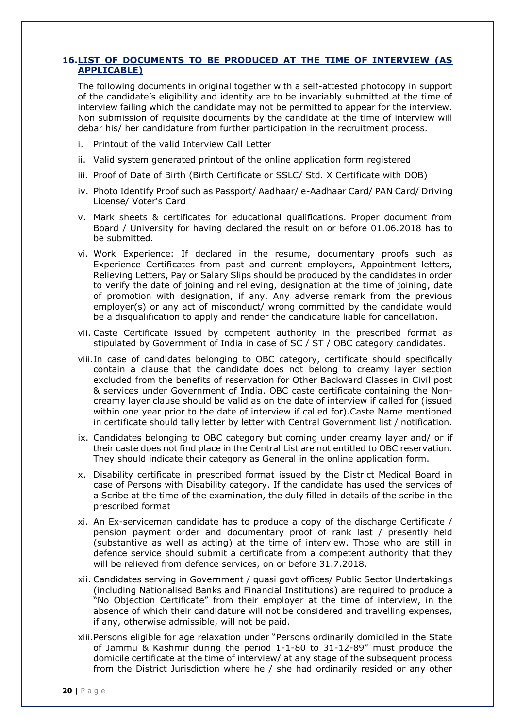## 16. LIST OF DOCUMENTS TO BE PRODUCED AT THE TIME OF INTERVIEW (AS APPLICABLE)

The following documents in original together with a self-attested photocopy in support of the candidate's eligibility and identity are to be invariably submitted at the time of interview failing which the candidate may not be permitted to appear for the interview. Non submission of requisite documents by the candidate at the time of interview will debar his/ her candidature from further participation in the recruitment process.

i. Printout of the valid Interview Call Letter

ii. Valid system generated printout of the online application form registered

iii. Proof of Date of Birth (Birth Certificate or SSLC/ Std. X Certificate with DOB)

iv. Photo Identify Proof such as Passport/ Aadhaar/ e-Aadhaar Card/ PAN Card/ Driving License/ Voter's Card

v. Mark sheets & certificates for educational qualifications. Proper document from Board / University for having declared the result on or before 01.06.2018 has to be submitted.

vi. Work Experience: If declared in the resume, documentary proofs such as Experience Certificates from past and current employers, Appointment letters, Relieving Letters, Pay or Salary Slips should be produced by the candidates in order to verify the date of joining and relieving, designation at the time of joining, date of promotion with designation, if any. Any adverse remark from the previous employer(s) or any act of misconduct/ wrong committed by the candidate would be a disqualification to apply and render the candidature liable for cancellation.

vii. Caste Certificate issued by competent authority in the prescribed format as stipulated by Government of India in case of SC / ST / OBC category candidates.

viii. In case of candidates belonging to OBC category, certificate should specifically contain a clause that the candidate does not belong to creamy layer section excluded from the benefits of reservation for Other Backward Classes in Civil post & services under Government of India. OBC caste certificate containing the Non-creamy layer clause should be valid as on the date of interview if called for (issued within one year prior to the date of interview if called for).Caste Name mentioned in certificate should tally letter by letter with Central Government list / notification.

ix. Candidates belonging to OBC category but coming under creamy layer and/ or if their caste does not find place in the Central List are not entitled to OBC reservation. They should indicate their category as General in the online application form.

x. Disability certificate in prescribed format issued by the District Medical Board in case of Persons with Disability category. If the candidate has used the services of a Scribe at the time of the examination, the duly filled in details of the scribe in the prescribed format

xi. An Ex-serviceman candidate has to produce a copy of the discharge Certificate / pension payment order and documentary proof of rank last / presently held (substantive as well as acting) at the time of interview. Those who are still in defence service should submit a certificate from a competent authority that they will be relieved from defence services, on or before 31.7.2018.

xii. Candidates serving in Government / quasi govt offices/ Public Sector Undertakings (including Nationalised Banks and Financial Institutions) are required to produce a "No Objection Certificate" from their employer at the time of interview, in the absence of which their candidature will not be considered and travelling expenses, if any, otherwise admissible, will not be paid.

xiii. Persons eligible for age relaxation under "Persons ordinarily domiciled in the State of Jammu & Kashmir during the period 1-1-80 to 31-12-89" must produce the domicile certificate at the time of interview/ at any stage of the subsequent process from the District Jurisdiction where he / she had ordinarily resided or any other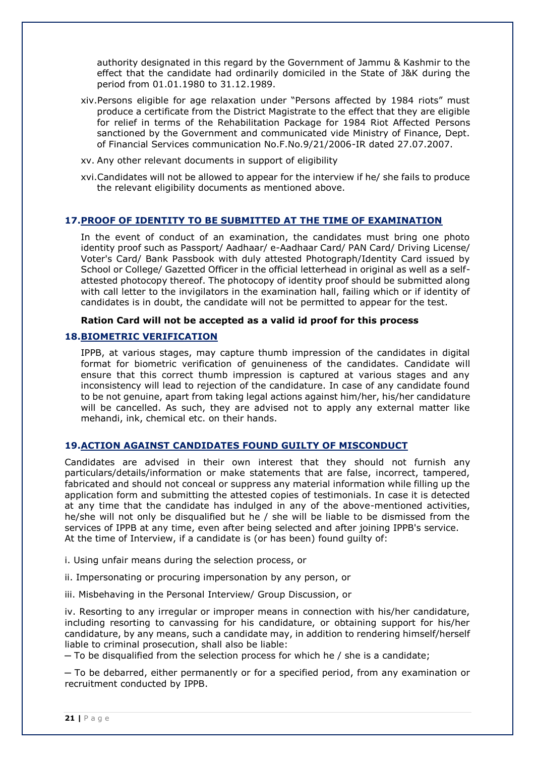authority designated in this regard by the Government of Jammu & Kashmir to the effect that the candidate had ordinarily domiciled in the State of J&K during the period from 01.01.1980 to 31.12.1989.

xiv. Persons eligible for age relaxation under "Persons affected by 1984 riots" must produce a certificate from the District Magistrate to the effect that they are eligible for relief in terms of the Rehabilitation Package for 1984 Riot Affected Persons sanctioned by the Government and communicated vide Ministry of Finance, Dept. of Financial Services communication No.F.No.9/21/2006-IR dated 27.07.2007.

xv. Any other relevant documents in support of eligibility

xvi. Candidates will not be allowed to appear for the interview if he/ she fails to produce the relevant eligibility documents as mentioned above.

## 17. PROOF OF IDENTITY TO BE SUBMITTED AT THE TIME OF EXAMINATION

In the event of conduct of an examination, the candidates must bring one photo identity proof such as Passport/ Aadhaar/ e-Aadhaar Card/ PAN Card/ Driving License/ Voter's Card/ Bank Passbook with duly attested Photograph/Identity Card issued by School or College/ Gazetted Officer in the official letterhead in original as well as a self-attested photocopy thereof. The photocopy of identity proof should be submitted along with call letter to the invigilators in the examination hall, failing which or if identity of candidates is in doubt, the candidate will not be permitted to appear for the test.

**Ration Card will not be accepted as a valid id proof for this process**

## 18. BIOMETRIC VERIFICATION

IPPB, at various stages, may capture thumb impression of the candidates in digital format for biometric verification of genuineness of the candidates. Candidate will ensure that this correct thumb impression is captured at various stages and any inconsistency will lead to rejection of the candidature. In case of any candidate found to be not genuine, apart from taking legal actions against him/her, his/her candidature will be cancelled. As such, they are advised not to apply any external matter like mehandi, ink, chemical etc. on their hands.

## 19. ACTION AGAINST CANDIDATES FOUND GUILTY OF MISCONDUCT

Candidates are advised in their own interest that they should not furnish any particulars/details/information or make statements that are false, incorrect, tampered, fabricated and should not conceal or suppress any material information while filling up the application form and submitting the attested copies of testimonials. In case it is detected at any time that the candidate has indulged in any of the above-mentioned activities, he/she will not only be disqualified but he / she will be liable to be dismissed from the services of IPPB at any time, even after being selected and after joining IPPB's service.
At the time of Interview, if a candidate is (or has been) found guilty of:

i. Using unfair means during the selection process, or

ii. Impersonating or procuring impersonation by any person, or

iii. Misbehaving in the Personal Interview/ Group Discussion, or

iv. Resorting to any irregular or improper means in connection with his/her candidature, including resorting to canvassing for his candidature, or obtaining support for his/her candidature, by any means, such a candidate may, in addition to rendering himself/herself liable to criminal prosecution, shall also be liable:

─ To be disqualified from the selection process for which he / she is a candidate;

─ To be debarred, either permanently or for a specified period, from any examination or recruitment conducted by IPPB.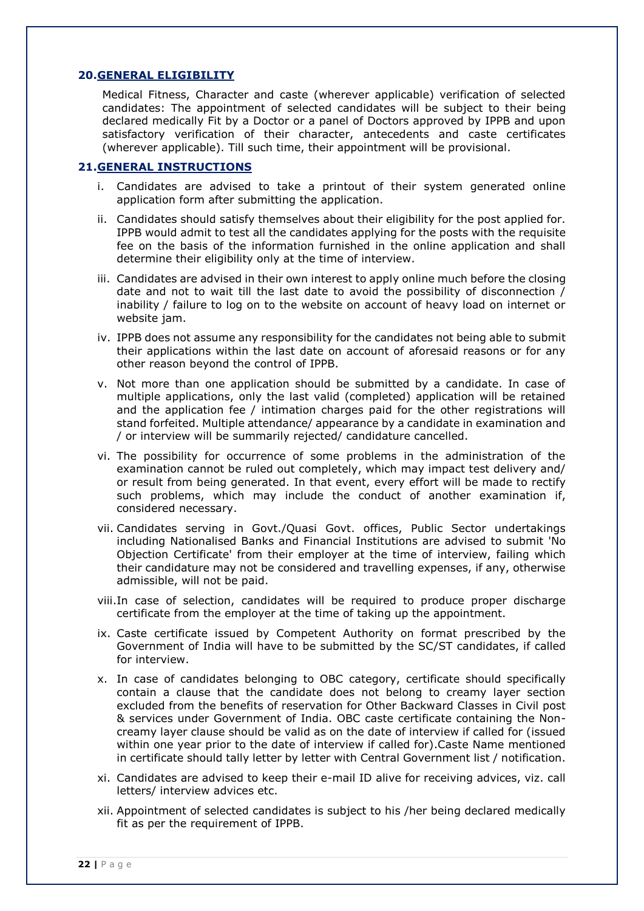## 20. GENERAL ELIGIBILITY

Medical Fitness, Character and caste (wherever applicable) verification of selected candidates: The appointment of selected candidates will be subject to their being declared medically Fit by a Doctor or a panel of Doctors approved by IPPB and upon satisfactory verification of their character, antecedents and caste certificates (wherever applicable). Till such time, their appointment will be provisional.

## 21. GENERAL INSTRUCTIONS

i. Candidates are advised to take a printout of their system generated online application form after submitting the application.

ii. Candidates should satisfy themselves about their eligibility for the post applied for. IPPB would admit to test all the candidates applying for the posts with the requisite fee on the basis of the information furnished in the online application and shall determine their eligibility only at the time of interview.

iii. Candidates are advised in their own interest to apply online much before the closing date and not to wait till the last date to avoid the possibility of disconnection / inability / failure to log on to the website on account of heavy load on internet or website jam.

iv. IPPB does not assume any responsibility for the candidates not being able to submit their applications within the last date on account of aforesaid reasons or for any other reason beyond the control of IPPB.

v. Not more than one application should be submitted by a candidate. In case of multiple applications, only the last valid (completed) application will be retained and the application fee / intimation charges paid for the other registrations will stand forfeited. Multiple attendance/ appearance by a candidate in examination and / or interview will be summarily rejected/ candidature cancelled.

vi. The possibility for occurrence of some problems in the administration of the examination cannot be ruled out completely, which may impact test delivery and/ or result from being generated. In that event, every effort will be made to rectify such problems, which may include the conduct of another examination if, considered necessary.

vii. Candidates serving in Govt./Quasi Govt. offices, Public Sector undertakings including Nationalised Banks and Financial Institutions are advised to submit 'No Objection Certificate' from their employer at the time of interview, failing which their candidature may not be considered and travelling expenses, if any, otherwise admissible, will not be paid.

viii. In case of selection, candidates will be required to produce proper discharge certificate from the employer at the time of taking up the appointment.

ix. Caste certificate issued by Competent Authority on format prescribed by the Government of India will have to be submitted by the SC/ST candidates, if called for interview.

x. In case of candidates belonging to OBC category, certificate should specifically contain a clause that the candidate does not belong to creamy layer section excluded from the benefits of reservation for Other Backward Classes in Civil post & services under Government of India. OBC caste certificate containing the Non-creamy layer clause should be valid as on the date of interview if called for (issued within one year prior to the date of interview if called for).Caste Name mentioned in certificate should tally letter by letter with Central Government list / notification.

xi. Candidates are advised to keep their e-mail ID alive for receiving advices, viz. call letters/ interview advices etc.

xii. Appointment of selected candidates is subject to his /her being declared medically fit as per the requirement of IPPB.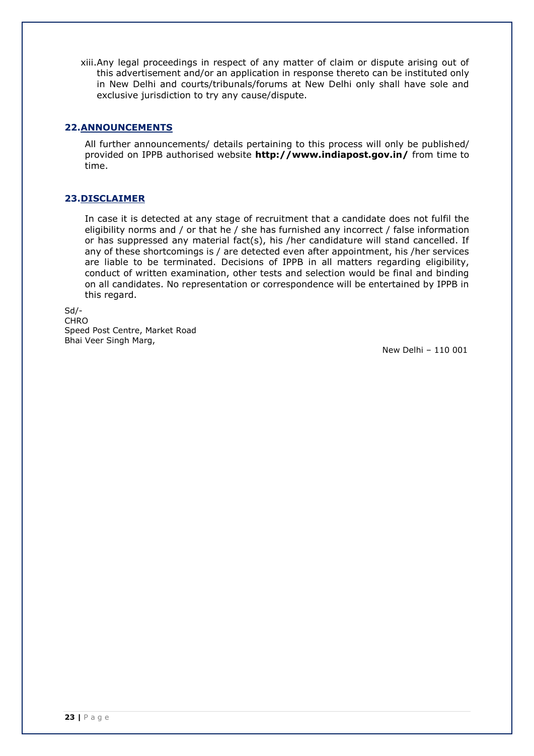xiii. Any legal proceedings in respect of any matter of claim or dispute arising out of this advertisement and/or an application in response thereto can be instituted only in New Delhi and courts/tribunals/forums at New Delhi only shall have sole and exclusive jurisdiction to try any cause/dispute.

## 22. ANNOUNCEMENTS

All further announcements/ details pertaining to this process will only be published/ provided on IPPB authorised website **http://www.indiapost.gov.in/** from time to time.

## 23. DISCLAIMER

In case it is detected at any stage of recruitment that a candidate does not fulfil the eligibility norms and / or that he / she has furnished any incorrect / false information or has suppressed any material fact(s), his /her candidature will stand cancelled. If any of these shortcomings is / are detected even after appointment, his /her services are liable to be terminated. Decisions of IPPB in all matters regarding eligibility, conduct of written examination, other tests and selection would be final and binding on all candidates. No representation or correspondence will be entertained by IPPB in this regard.

Sd/-
CHRO
Speed Post Centre, Market Road
Bhai Veer Singh Marg,

New Delhi – 110 001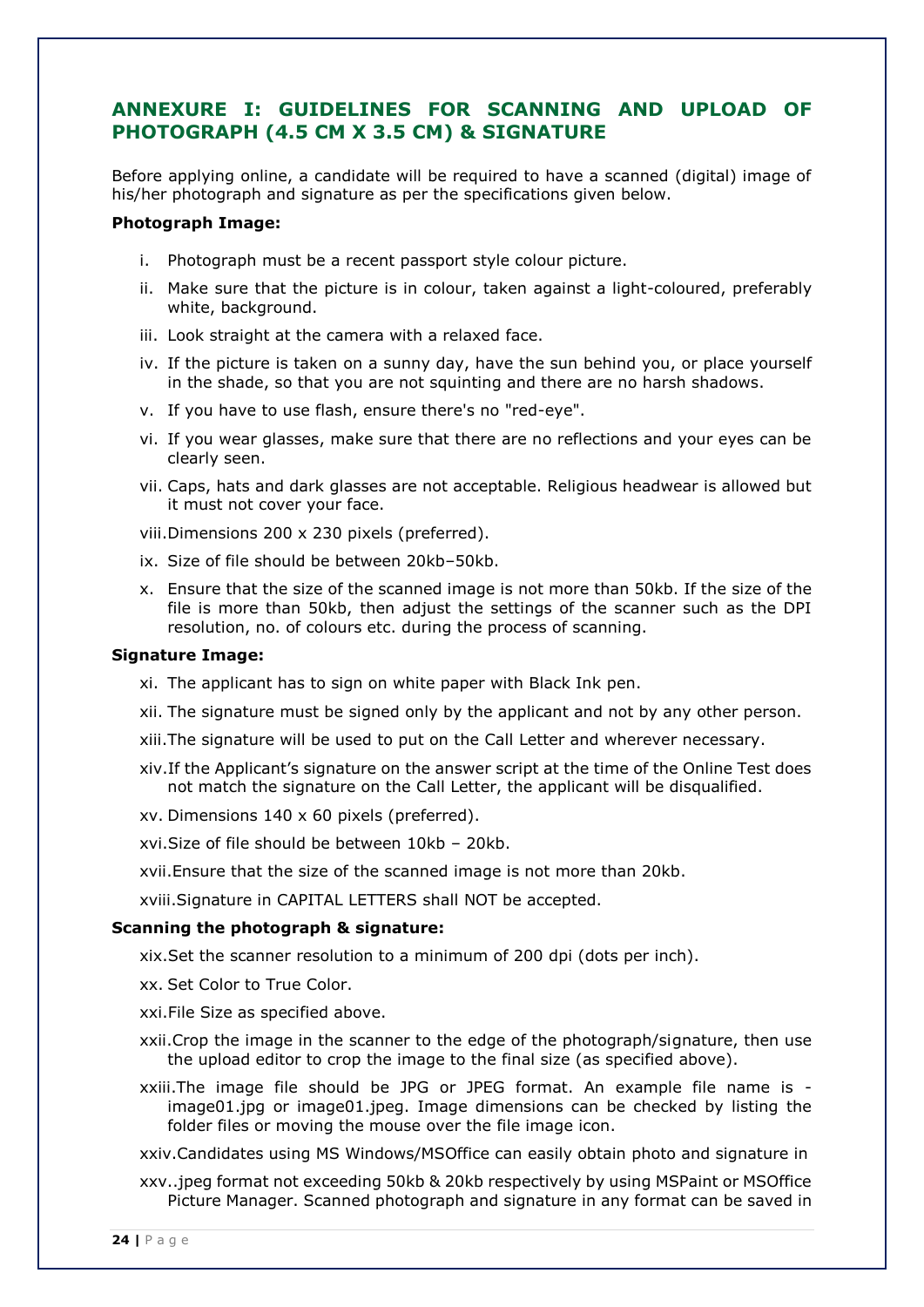## ANNEXURE I: GUIDELINES FOR SCANNING AND UPLOAD OF PHOTOGRAPH (4.5 CM X 3.5 CM) & SIGNATURE

Before applying online, a candidate will be required to have a scanned (digital) image of his/her photograph and signature as per the specifications given below.

**Photograph Image:**

i. Photograph must be a recent passport style colour picture.

ii. Make sure that the picture is in colour, taken against a light-coloured, preferably white, background.

iii. Look straight at the camera with a relaxed face.

iv. If the picture is taken on a sunny day, have the sun behind you, or place yourself in the shade, so that you are not squinting and there are no harsh shadows.

v. If you have to use flash, ensure there's no "red-eye".

vi. If you wear glasses, make sure that there are no reflections and your eyes can be clearly seen.

vii. Caps, hats and dark glasses are not acceptable. Religious headwear is allowed but it must not cover your face.

viii. Dimensions 200 x 230 pixels (preferred).

ix. Size of file should be between 20kb–50kb.

x. Ensure that the size of the scanned image is not more than 50kb. If the size of the file is more than 50kb, then adjust the settings of the scanner such as the DPI resolution, no. of colours etc. during the process of scanning.

**Signature Image:**

xi. The applicant has to sign on white paper with Black Ink pen.

xii. The signature must be signed only by the applicant and not by any other person.

xiii. The signature will be used to put on the Call Letter and wherever necessary.

xiv. If the Applicant's signature on the answer script at the time of the Online Test does not match the signature on the Call Letter, the applicant will be disqualified.

xv. Dimensions 140 x 60 pixels (preferred).

xvi. Size of file should be between 10kb – 20kb.

xvii. Ensure that the size of the scanned image is not more than 20kb.

xviii. Signature in CAPITAL LETTERS shall NOT be accepted.

**Scanning the photograph & signature:**

xix. Set the scanner resolution to a minimum of 200 dpi (dots per inch).

xx. Set Color to True Color.

xxi. File Size as specified above.

xxii. Crop the image in the scanner to the edge of the photograph/signature, then use the upload editor to crop the image to the final size (as specified above).

xxiii. The image file should be JPG or JPEG format. An example file name is - image01.jpg or image01.jpeg. Image dimensions can be checked by listing the folder files or moving the mouse over the file image icon.

xxiv. Candidates using MS Windows/MSOffice can easily obtain photo and signature in

xxv. .jpeg format not exceeding 50kb & 20kb respectively by using MSPaint or MSOffice Picture Manager. Scanned photograph and signature in any format can be saved in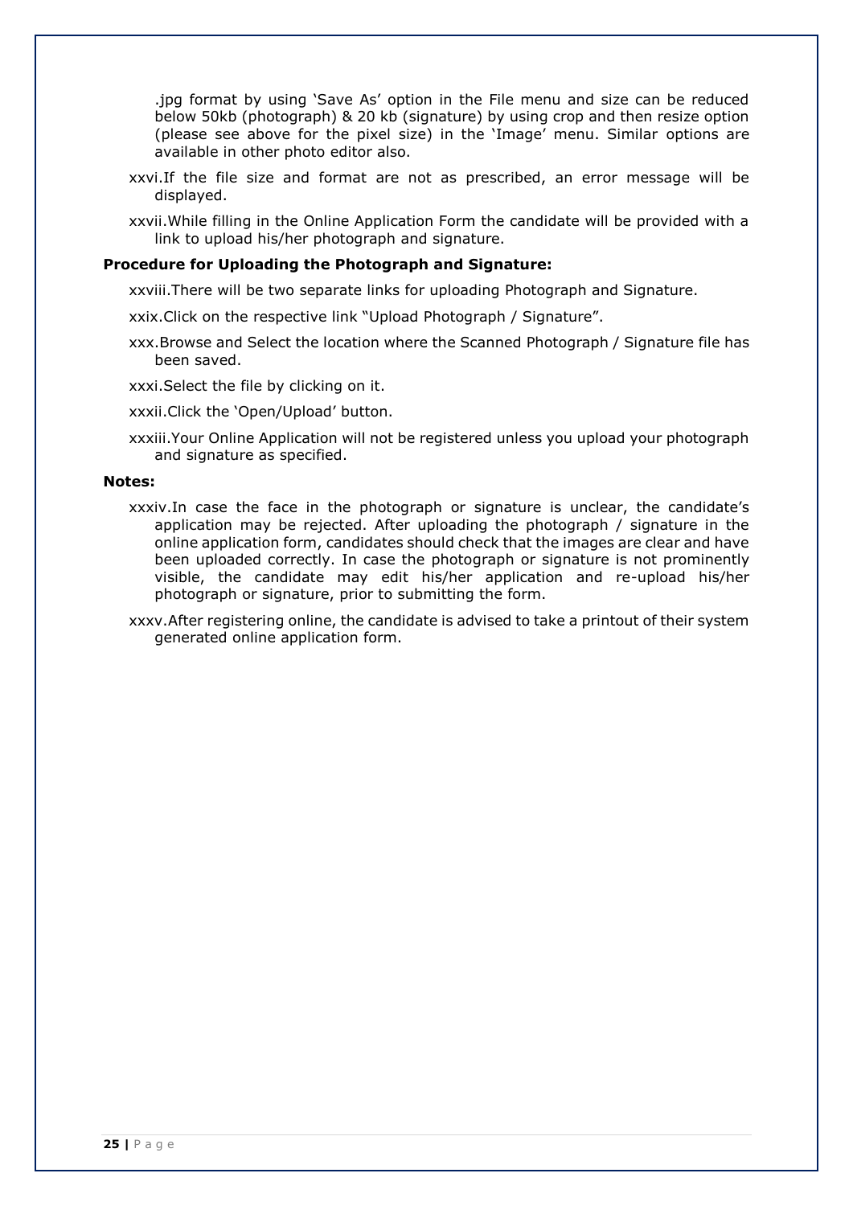.jpg format by using 'Save As' option in the File menu and size can be reduced below 50kb (photograph) & 20 kb (signature) by using crop and then resize option (please see above for the pixel size) in the 'Image' menu. Similar options are available in other photo editor also.

xxvi. If the file size and format are not as prescribed, an error message will be displayed.

xxvii. While filling in the Online Application Form the candidate will be provided with a link to upload his/her photograph and signature.

**Procedure for Uploading the Photograph and Signature:**

xxviii. There will be two separate links for uploading Photograph and Signature.

xxix. Click on the respective link "Upload Photograph / Signature".

xxx. Browse and Select the location where the Scanned Photograph / Signature file has been saved.

xxxi. Select the file by clicking on it.

xxxii. Click the 'Open/Upload' button.

xxxiii. Your Online Application will not be registered unless you upload your photograph and signature as specified.

**Notes:**

xxxiv. In case the face in the photograph or signature is unclear, the candidate's application may be rejected. After uploading the photograph / signature in the online application form, candidates should check that the images are clear and have been uploaded correctly. In case the photograph or signature is not prominently visible, the candidate may edit his/her application and re-upload his/her photograph or signature, prior to submitting the form.

xxxv. After registering online, the candidate is advised to take a printout of their system generated online application form.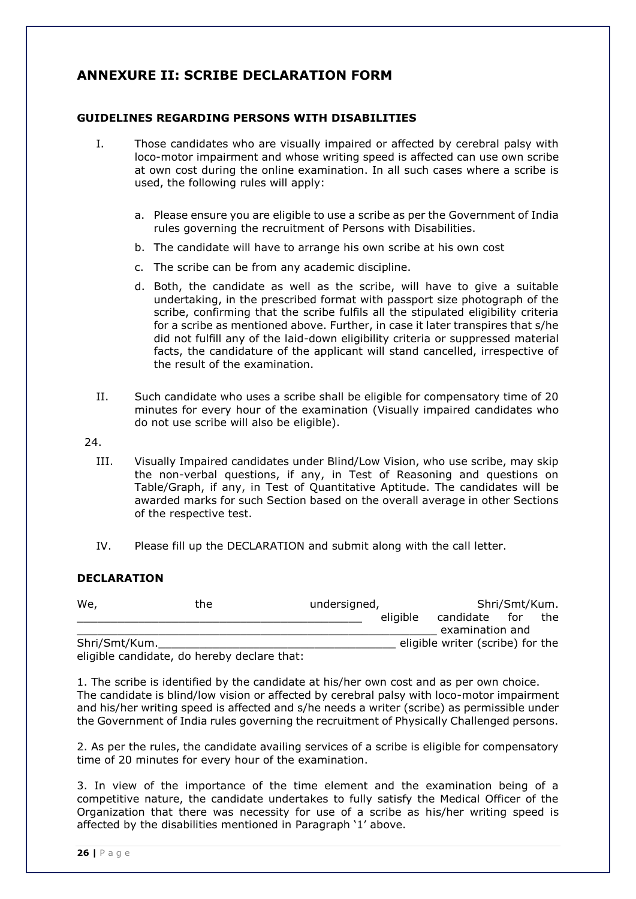# ANNEXURE II: SCRIBE DECLARATION FORM

### GUIDELINES REGARDING PERSONS WITH DISABILITIES

I. Those candidates who are visually impaired or affected by cerebral palsy with loco-motor impairment and whose writing speed is affected can use own scribe at own cost during the online examination. In all such cases where a scribe is used, the following rules will apply:

   a. Please ensure you are eligible to use a scribe as per the Government of India rules governing the recruitment of Persons with Disabilities.
   
   b. The candidate will have to arrange his own scribe at his own cost
   
   c. The scribe can be from any academic discipline.
   
   d. Both, the candidate as well as the scribe, will have to give a suitable undertaking, in the prescribed format with passport size photograph of the scribe, confirming that the scribe fulfils all the stipulated eligibility criteria for a scribe as mentioned above. Further, in case it later transpires that s/he did not fulfill any of the laid-down eligibility criteria or suppressed material facts, the candidature of the applicant will stand cancelled, irrespective of the result of the examination.

II. Such candidate who uses a scribe shall be eligible for compensatory time of 20 minutes for every hour of the examination (Visually impaired candidates who do not use scribe will also be eligible).

24.

III. Visually Impaired candidates under Blind/Low Vision, who use scribe, may skip the non-verbal questions, if any, in Test of Reasoning and questions on Table/Graph, if any, in Test of Quantitative Aptitude. The candidates will be awarded marks for such Section based on the overall average in other Sections of the respective test.

IV. Please fill up the DECLARATION and submit along with the call letter.

### DECLARATION

We, the undersigned, Shri/Smt/Kum. __________________________________________ eligible candidate for the ______________________________________________________ examination and Shri/Smt/Kum.____________________________________ eligible writer (scribe) for the eligible candidate, do hereby declare that:

1. The scribe is identified by the candidate at his/her own cost and as per own choice. The candidate is blind/low vision or affected by cerebral palsy with loco-motor impairment and his/her writing speed is affected and s/he needs a writer (scribe) as permissible under the Government of India rules governing the recruitment of Physically Challenged persons.

2. As per the rules, the candidate availing services of a scribe is eligible for compensatory time of 20 minutes for every hour of the examination.

3. In view of the importance of the time element and the examination being of a competitive nature, the candidate undertakes to fully satisfy the Medical Officer of the Organization that there was necessity for use of a scribe as his/her writing speed is affected by the disabilities mentioned in Paragraph '1' above.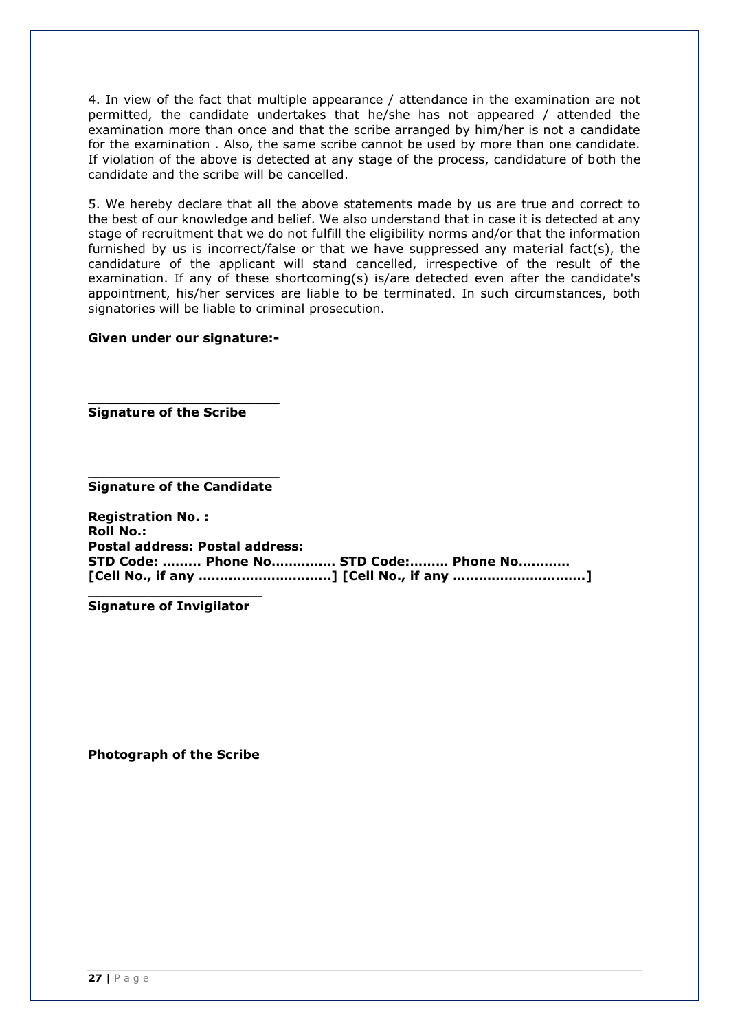4. In view of the fact that multiple appearance / attendance in the examination are not permitted, the candidate undertakes that he/she has not appeared / attended the examination more than once and that the scribe arranged by him/her is not a candidate for the examination . Also, the same scribe cannot be used by more than one candidate. If violation of the above is detected at any stage of the process, candidature of both the candidate and the scribe will be cancelled.

5. We hereby declare that all the above statements made by us are true and correct to the best of our knowledge and belief. We also understand that in case it is detected at any stage of recruitment that we do not fulfill the eligibility norms and/or that the information furnished by us is incorrect/false or that we have suppressed any material fact(s), the candidature of the applicant will stand cancelled, irrespective of the result of the examination. If any of these shortcoming(s) is/are detected even after the candidate's appointment, his/her services are liable to be terminated. In such circumstances, both signatories will be liable to criminal prosecution.

**Given under our signature:-**

**________________________**
**Signature of the Scribe**

**________________________**
**Signature of the Candidate**

**Registration No. :**
**Roll No.:**
**Postal address: Postal address:**
**STD Code: ……… Phone No.…………. STD Code:……… Phone No…………**
**[Cell No., if any …………………………] [Cell No., if any …………………………]**

**_____________________**
**Signature of Invigilator**

**Photograph of the Scribe**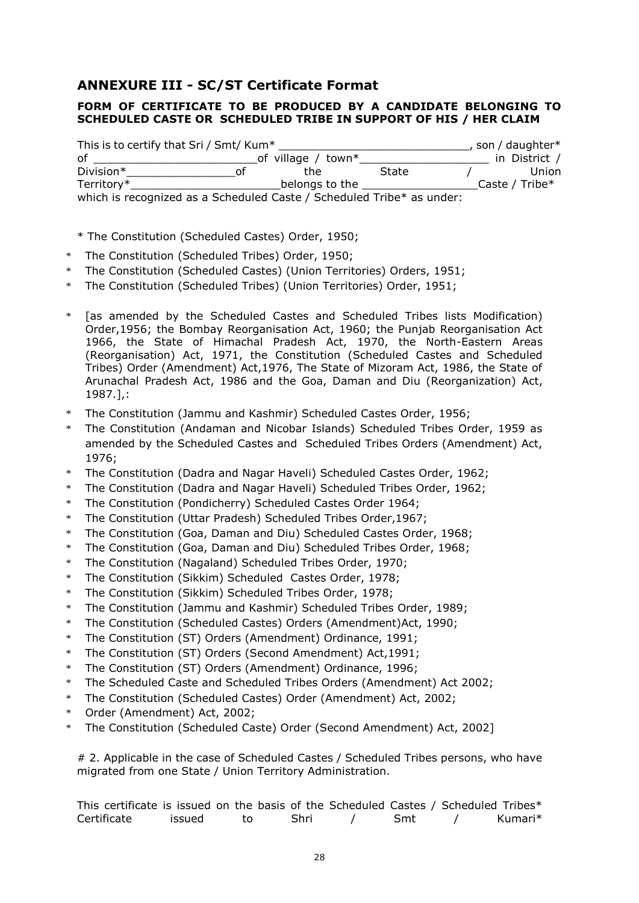## ANNEXURE III - SC/ST Certificate Format

**FORM OF CERTIFICATE TO BE PRODUCED BY A CANDIDATE BELONGING TO SCHEDULED CASTE OR SCHEDULED TRIBE IN SUPPORT OF HIS / HER CLAIM**

This is to certify that Sri / Smt/ Kum* ____________________________, son / daughter* of ________________________of village / town*___________________ in District / Division*________________of the State / Union Territory*______________________belongs to the ________________Caste / Tribe* which is recognized as a Scheduled Caste / Scheduled Tribe* as under:

\* The Constitution (Scheduled Castes) Order, 1950;

- \* The Constitution (Scheduled Tribes) Order, 1950;
- \* The Constitution (Scheduled Castes) (Union Territories) Orders, 1951;
- \* The Constitution (Scheduled Tribes) (Union Territories) Order, 1951;
- \* [as amended by the Scheduled Castes and Scheduled Tribes lists Modification) Order,1956; the Bombay Reorganisation Act, 1960; the Punjab Reorganisation Act 1966, the State of Himachal Pradesh Act, 1970, the North-Eastern Areas (Reorganisation) Act, 1971, the Constitution (Scheduled Castes and Scheduled Tribes) Order (Amendment) Act,1976, The State of Mizoram Act, 1986, the State of Arunachal Pradesh Act, 1986 and the Goa, Daman and Diu (Reorganization) Act, 1987.],:
- \* The Constitution (Jammu and Kashmir) Scheduled Castes Order, 1956;
- \* The Constitution (Andaman and Nicobar Islands) Scheduled Tribes Order, 1959 as amended by the Scheduled Castes and Scheduled Tribes Orders (Amendment) Act, 1976;
- \* The Constitution (Dadra and Nagar Haveli) Scheduled Castes Order, 1962;
- \* The Constitution (Dadra and Nagar Haveli) Scheduled Tribes Order, 1962;
- \* The Constitution (Pondicherry) Scheduled Castes Order 1964;
- \* The Constitution (Uttar Pradesh) Scheduled Tribes Order,1967;
- \* The Constitution (Goa, Daman and Diu) Scheduled Castes Order, 1968;
- \* The Constitution (Goa, Daman and Diu) Scheduled Tribes Order, 1968;
- \* The Constitution (Nagaland) Scheduled Tribes Order, 1970;
- \* The Constitution (Sikkim) Scheduled Castes Order, 1978;
- \* The Constitution (Sikkim) Scheduled Tribes Order, 1978;
- \* The Constitution (Jammu and Kashmir) Scheduled Tribes Order, 1989;
- \* The Constitution (Scheduled Castes) Orders (Amendment)Act, 1990;
- \* The Constitution (ST) Orders (Amendment) Ordinance, 1991;
- \* The Constitution (ST) Orders (Second Amendment) Act,1991;
- \* The Constitution (ST) Orders (Amendment) Ordinance, 1996;
- \* The Scheduled Caste and Scheduled Tribes Orders (Amendment) Act 2002;
- \* The Constitution (Scheduled Castes) Order (Amendment) Act, 2002;
- \* Order (Amendment) Act, 2002;
- \* The Constitution (Scheduled Caste) Order (Second Amendment) Act, 2002]

\# 2. Applicable in the case of Scheduled Castes / Scheduled Tribes persons, who have migrated from one State / Union Territory Administration.

This certificate is issued on the basis of the Scheduled Castes / Scheduled Tribes* Certificate issued to Shri / Smt / Kumari*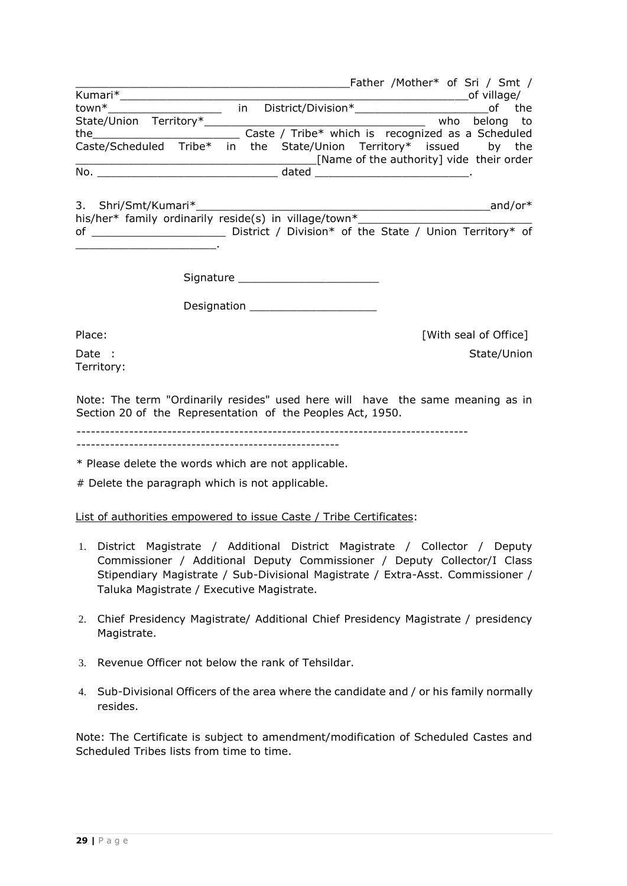\_\_\_\_\_\_\_\_\_\_\_\_\_\_\_\_\_\_\_\_\_\_\_\_\_\_\_\_\_\_\_\_\_\_\_\_\_\_\_\_\_\_Father /Mother* of Sri / Smt / Kumari*\_\_\_\_\_\_\_\_\_\_\_\_\_\_\_\_\_\_\_\_\_\_\_\_\_\_\_\_\_\_\_\_\_\_\_\_\_\_\_\_\_\_\_\_\_\_\_\_\_\_\_\_of village/ town*\_\_\_\_\_\_\_\_\_\_\_\_\_\_\_\_\_ in District/Division*\_\_\_\_\_\_\_\_\_\_\_\_\_\_\_\_\_\_\_\_of the State/Union Territory*\_\_\_\_\_\_\_\_\_\_\_\_\_\_\_\_\_\_\_\_\_\_\_\_\_\_\_\_\_\_\_\_\_\_ who belong to the\_\_\_\_\_\_\_\_\_\_\_\_\_\_\_\_\_\_\_\_\_\_ Caste / Tribe* which is recognized as a Scheduled Caste/Scheduled Tribe* in the State/Union Territory* issued by the \_\_\_\_\_\_\_\_\_\_\_\_\_\_\_\_\_\_\_\_\_\_\_\_\_\_\_\_\_\_\_\_\_\_\_\_\_[Name of the authority] vide their order No. \_\_\_\_\_\_\_\_\_\_\_\_\_\_\_\_\_\_\_\_\_\_\_\_\_\_\_ dated \_\_\_\_\_\_\_\_\_\_\_\_\_\_\_\_\_\_\_\_\_\_\_.

3. Shri/Smt/Kumari*\_\_\_\_\_\_\_\_\_\_\_\_\_\_\_\_\_\_\_\_\_\_\_\_\_\_\_\_\_\_\_\_\_\_\_\_\_\_\_\_\_\_\_\_\_and/or* his/her* family ordinarily reside(s) in village/town*\_\_\_\_\_\_\_\_\_\_\_\_\_\_\_\_\_\_\_\_\_\_\_\_\_\_ of \_\_\_\_\_\_\_\_\_\_\_\_\_\_\_\_\_\_\_\_ District / Division* of the State / Union Territory* of \_\_\_\_\_\_\_\_\_\_\_\_\_\_\_\_\_\_\_\_\_.

Signature \_\_\_\_\_\_\_\_\_\_\_\_\_\_\_\_\_\_\_\_\_

Designation \_\_\_\_\_\_\_\_\_\_\_\_\_\_\_\_\_\_\_

Place: [With seal of Office]

Date : State/Union Territory:

Note: The term "Ordinarily resides" used here will have the same meaning as in Section 20 of the Representation of the Peoples Act, 1950.

---

* Please delete the words which are not applicable.

# Delete the paragraph which is not applicable.

<u>List of authorities empowered to issue Caste / Tribe Certificates</u>:

1. District Magistrate / Additional District Magistrate / Collector / Deputy Commissioner / Additional Deputy Commissioner / Deputy Collector/I Class Stipendiary Magistrate / Sub-Divisional Magistrate / Extra-Asst. Commissioner / Taluka Magistrate / Executive Magistrate.
2. Chief Presidency Magistrate/ Additional Chief Presidency Magistrate / presidency Magistrate.
3. Revenue Officer not below the rank of Tehsildar.
4. Sub-Divisional Officers of the area where the candidate and / or his family normally resides.

Note: The Certificate is subject to amendment/modification of Scheduled Castes and Scheduled Tribes lists from time to time.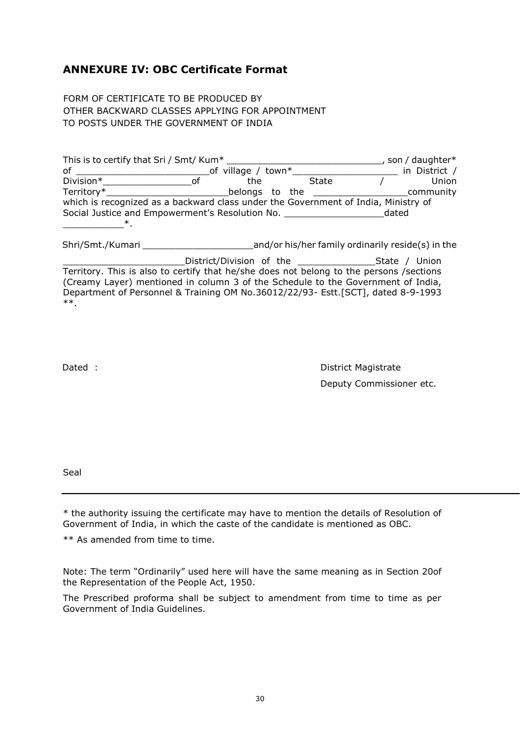## ANNEXURE IV: OBC Certificate Format

FORM OF CERTIFICATE TO BE PRODUCED BY
OTHER BACKWARD CLASSES APPLYING FOR APPOINTMENT
TO POSTS UNDER THE GOVERNMENT OF INDIA

This is to certify that Sri / Smt/ Kum* ____________________________, son / daughter* of ________________________of village / town*___________________ in District / Division*________________of the State / Union Territory*______________________belongs to the ________________community which is recognized as a backward class under the Government of India, Ministry of Social Justice and Empowerment's Resolution No. _________________dated __________*.

Shri/Smt./Kumari ____________________and/or his/her family ordinarily reside(s) in the ______________________District/Division of the ______________State / Union Territory. This is also to certify that he/she does not belong to the persons /sections (Creamy Layer) mentioned in column 3 of the Schedule to the Government of India, Department of Personnel & Training OM No.36012/22/93- Estt.[SCT], dated 8-9-1993 **.

Dated :

District Magistrate
Deputy Commissioner etc.

Seal

---

* the authority issuing the certificate may have to mention the details of Resolution of Government of India, in which the caste of the candidate is mentioned as OBC.

** As amended from time to time.

Note: The term "Ordinarily" used here will have the same meaning as in Section 20of the Representation of the People Act, 1950.

The Prescribed proforma shall be subject to amendment from time to time as per Government of India Guidelines.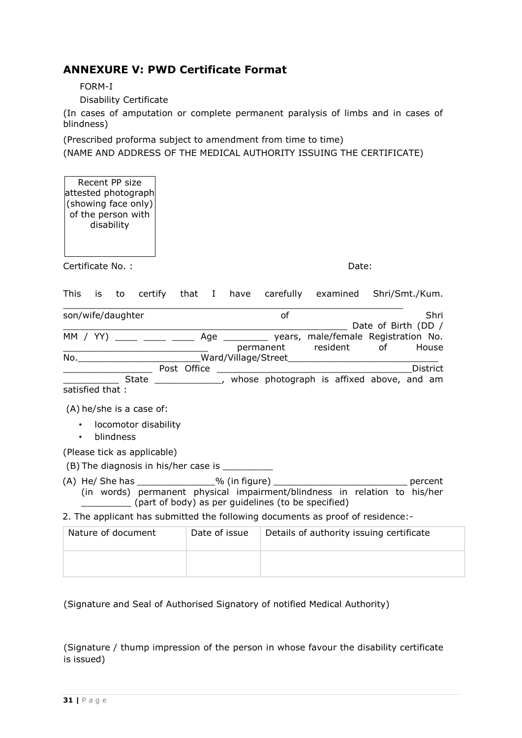## ANNEXURE V: PWD Certificate Format

FORM-I

Disability Certificate

(In cases of amputation or complete permanent paralysis of limbs and in cases of blindness)

(Prescribed proforma subject to amendment from time to time)

(NAME AND ADDRESS OF THE MEDICAL AUTHORITY ISSUING THE CERTIFICATE)

| Recent PP size attested photograph (showing face only) of the person with disability |
|---|

Certificate No. : Date:

This is to certify that I have carefully examined Shri/Smt./Kum. ______________________________________________________________ son/wife/daughter of Shri ____________________________________________________ Date of Birth (DD / MM / YY) ____ ____ ____ Age ________ years, male/female Registration No. __________________________ permanent resident of House No.______________________Ward/Village/Street___________________________ ________________ Post Office ___________________________________District __________ State ____________, whose photograph is affixed above, and am satisfied that :

(A) he/she is a case of:

- locomotor disability
- blindness

(Please tick as applicable)

(B) The diagnosis in his/her case is _________

(A) He/ She has ______________% (in figure) ________________________ percent (in words) permanent physical impairment/blindness in relation to his/her _________ (part of body) as per guidelines (to be specified)

2. The applicant has submitted the following documents as proof of residence:-

| Nature of document | Date of issue | Details of authority issuing certificate |
|---|---|---|
| | | |

(Signature and Seal of Authorised Signatory of notified Medical Authority)

(Signature / thump impression of the person in whose favour the disability certificate is issued)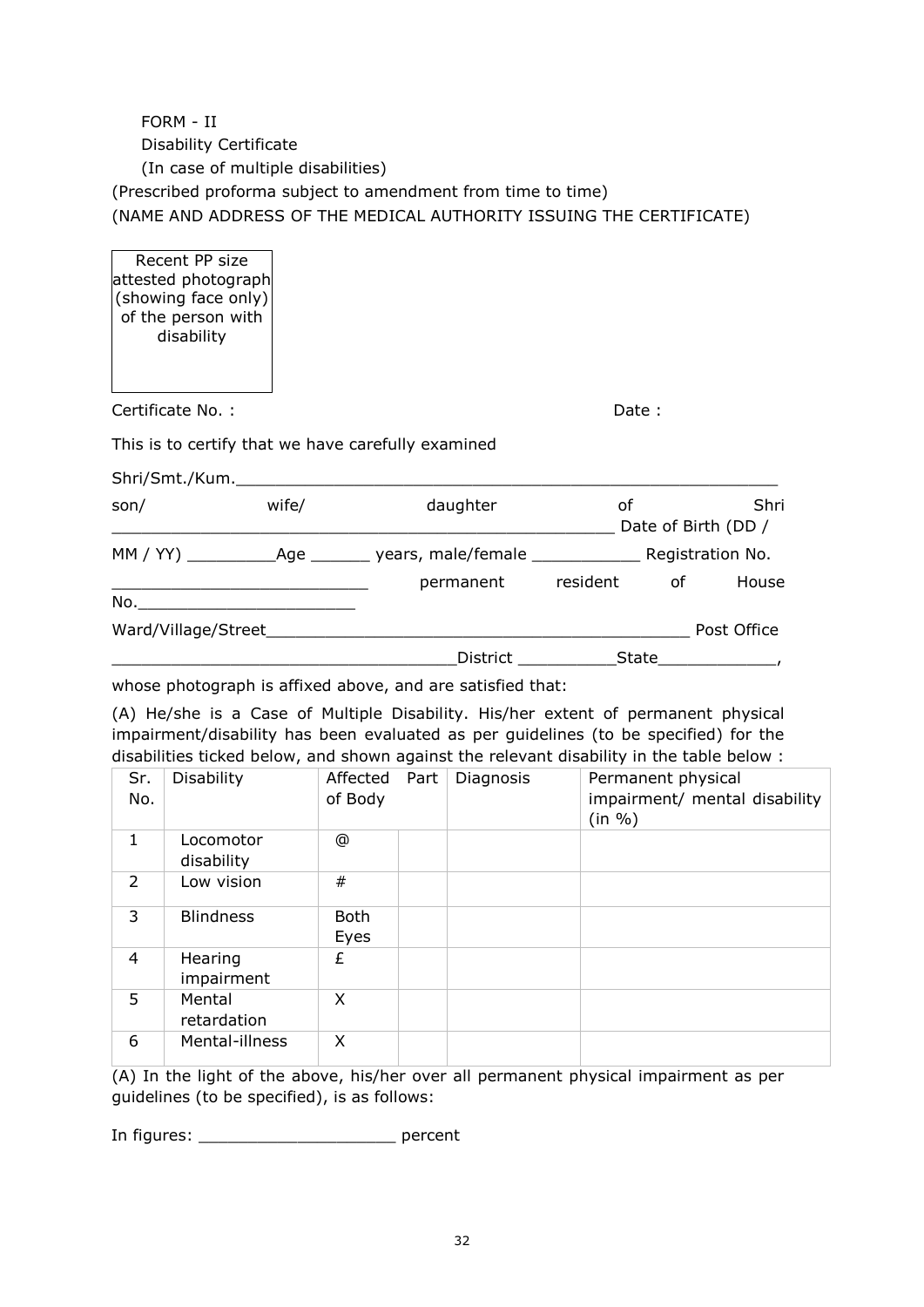FORM - II

Disability Certificate

(In case of multiple disabilities)

(Prescribed proforma subject to amendment from time to time)

(NAME AND ADDRESS OF THE MEDICAL AUTHORITY ISSUING THE CERTIFICATE)

| Recent PP size attested photograph (showing face only) of the person with disability |
|---|

Certificate No. : Date :

This is to certify that we have carefully examined

Shri/Smt./Kum.________________________________________________________

son/ wife/ daughter of Shri ____________________________________________________ Date of Birth (DD / MM / YY) _________Age ______ years, male/female ___________ Registration No. ___________________________ permanent resident of House No._______________________

Ward/Village/Street____________________________________________ Post Office ___________________________________District __________State____________,

whose photograph is affixed above, and are satisfied that:

(A) He/she is a Case of Multiple Disability. His/her extent of permanent physical impairment/disability has been evaluated as per guidelines (to be specified) for the disabilities ticked below, and shown against the relevant disability in the table below :

| Sr. No. | Disability | Affected Part of Body | | Diagnosis | Permanent physical impairment/ mental disability (in %) |
|---|---|---|---|---|---|
| 1 | Locomotor disability | @ | | | |
| 2 | Low vision | # | | | |
| 3 | Blindness | Both Eyes | | | |
| 4 | Hearing impairment | £ | | | |
| 5 | Mental retardation | X | | | |
| 6 | Mental-illness | X | | | |

(A) In the light of the above, his/her over all permanent physical impairment as per guidelines (to be specified), is as follows:

In figures: ____________________ percent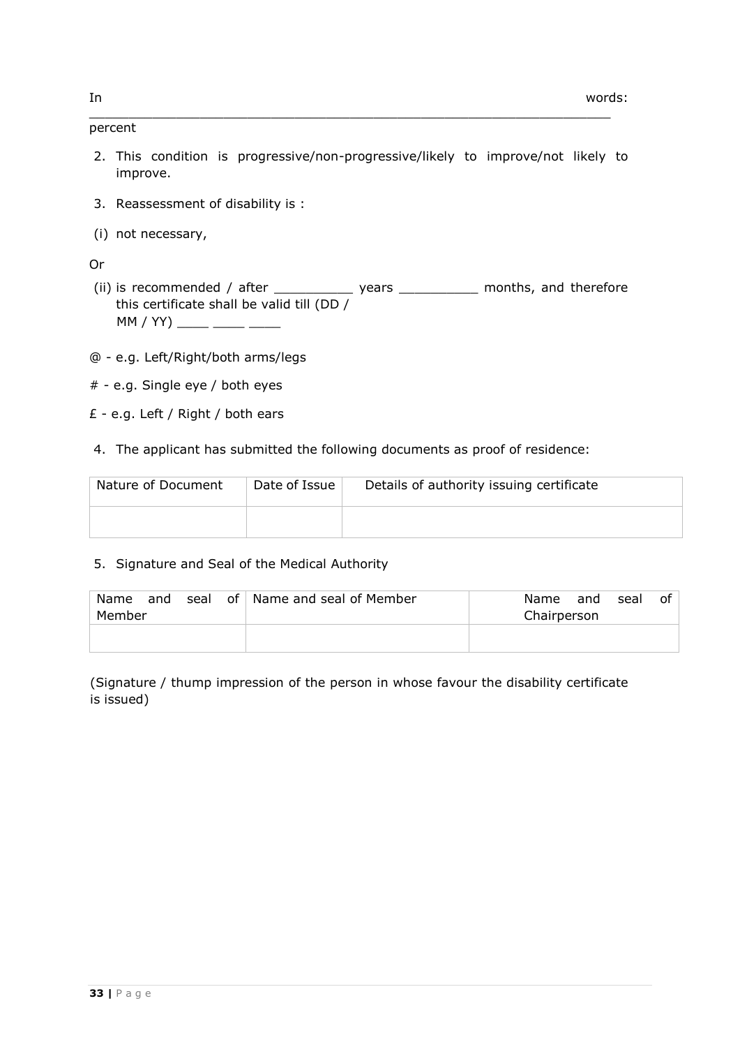In words: ________________________________________________________________ percent

2. This condition is progressive/non-progressive/likely to improve/not likely to improve.

3. Reassessment of disability is :

(i) not necessary,

Or

(ii) is recommended / after __________ years __________ months, and therefore this certificate shall be valid till (DD / MM / YY) ____ ____ ____

@ - e.g. Left/Right/both arms/legs

# - e.g. Single eye / both eyes

£ - e.g. Left / Right / both ears

4. The applicant has submitted the following documents as proof of residence:

| Nature of Document | Date of Issue | Details of authority issuing certificate |
|---|---|---|
| | | |

5. Signature and Seal of the Medical Authority

| Name and seal of Member | Name and seal of Member | Name and seal of Chairperson |
|---|---|---|
| | | |

(Signature / thump impression of the person in whose favour the disability certificate is issued)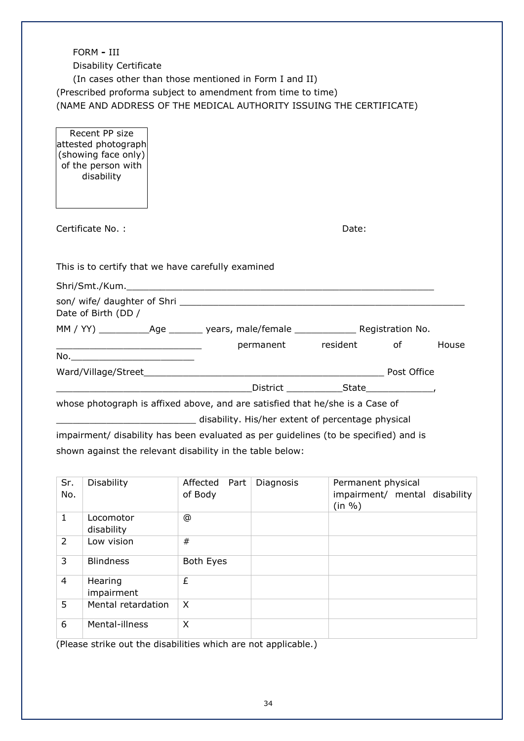FORM - III

Disability Certificate

(In cases other than those mentioned in Form I and II)

(Prescribed proforma subject to amendment from time to time)

(NAME AND ADDRESS OF THE MEDICAL AUTHORITY ISSUING THE CERTIFICATE)

| Recent PP size attested photograph (showing face only) of the person with disability |
|---|

Certificate No. : Date:

This is to certify that we have carefully examined

Shri/Smt./Kum.___________________________________________________________

son/ wife/ daughter of Shri ______________________________________________________
Date of Birth (DD / MM / YY) _________Age ______ years, male/female ___________ Registration No. __________________________ permanent resident of House No.________________________

Ward/Village/Street_______________________________________________ Post Office ___________________________________District __________State____________,

whose photograph is affixed above, and are satisfied that he/she is a Case of _________________________ disability. His/her extent of percentage physical impairment/ disability has been evaluated as per guidelines (to be specified) and is shown against the relevant disability in the table below:

| Sr. No. | Disability | Affected Part of Body | Diagnosis | Permanent physical impairment/ mental disability (in %) |
|---|---|---|---|---|
| 1 | Locomotor disability | @ | | |
| 2 | Low vision | # | | |
| 3 | Blindness | Both Eyes | | |
| 4 | Hearing impairment | £ | | |
| 5 | Mental retardation | X | | |
| 6 | Mental-illness | X | | |

(Please strike out the disabilities which are not applicable.)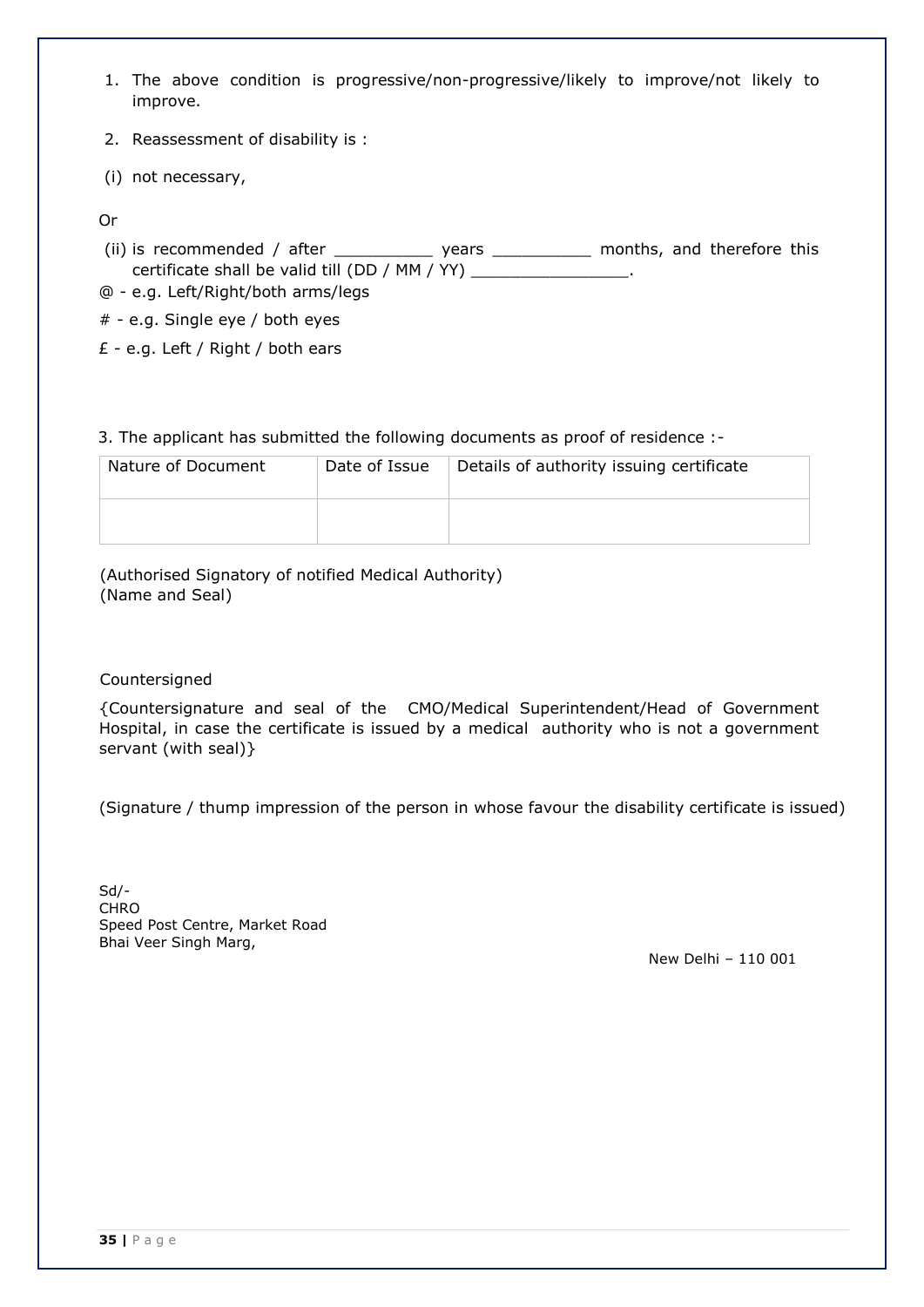1. The above condition is progressive/non-progressive/likely to improve/not likely to improve.

2. Reassessment of disability is :

(i) not necessary,

Or

(ii) is recommended / after __________ years __________ months, and therefore this certificate shall be valid till (DD / MM / YY) ________________.

@ - e.g. Left/Right/both arms/legs

# - e.g. Single eye / both eyes

£ - e.g. Left / Right / both ears

3. The applicant has submitted the following documents as proof of residence :-

| Nature of Document | Date of Issue | Details of authority issuing certificate |
|---|---|---|
| | | |

(Authorised Signatory of notified Medical Authority)
(Name and Seal)

Countersigned

{Countersignature and seal of the CMO/Medical Superintendent/Head of Government Hospital, in case the certificate is issued by a medical authority who is not a government servant (with seal)}

(Signature / thump impression of the person in whose favour the disability certificate is issued)

Sd/-
CHRO
Speed Post Centre, Market Road
Bhai Veer Singh Marg,
New Delhi – 110 001